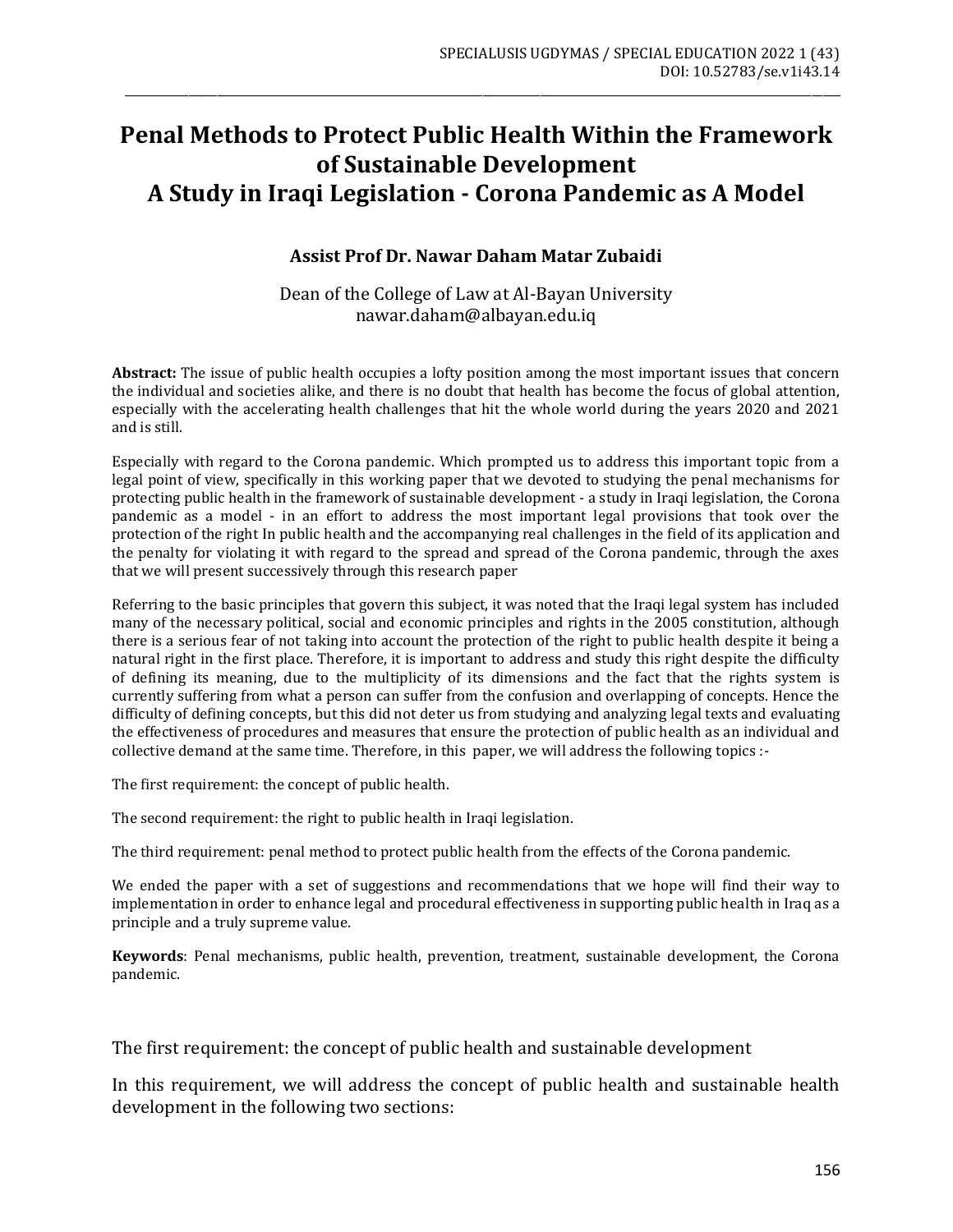# Penal Methods to Protect Public Health Within the Framework of Sustainable Development
# A Study in Iraqi Legislation - Corona Pandemic as A Model

**Assist Prof Dr. Nawar Daham Matar Zubaidi**

Dean of the College of Law at Al-Bayan University
nawar.daham@albayan.edu.iq

**Abstract:** The issue of public health occupies a lofty position among the most important issues that concern the individual and societies alike, and there is no doubt that health has become the focus of global attention, especially with the accelerating health challenges that hit the whole world during the years 2020 and 2021 and is still.

Especially with regard to the Corona pandemic. Which prompted us to address this important topic from a legal point of view, specifically in this working paper that we devoted to studying the penal mechanisms for protecting public health in the framework of sustainable development - a study in Iraqi legislation, the Corona pandemic as a model - in an effort to address the most important legal provisions that took over the protection of the right In public health and the accompanying real challenges in the field of its application and the penalty for violating it with regard to the spread and spread of the Corona pandemic, through the axes that we will present successively through this research paper

Referring to the basic principles that govern this subject, it was noted that the Iraqi legal system has included many of the necessary political, social and economic principles and rights in the 2005 constitution, although there is a serious fear of not taking into account the protection of the right to public health despite it being a natural right in the first place. Therefore, it is important to address and study this right despite the difficulty of defining its meaning, due to the multiplicity of its dimensions and the fact that the rights system is currently suffering from what a person can suffer from the confusion and overlapping of concepts. Hence the difficulty of defining concepts, but this did not deter us from studying and analyzing legal texts and evaluating the effectiveness of procedures and measures that ensure the protection of public health as an individual and collective demand at the same time. Therefore, in this paper, we will address the following topics :-

The first requirement: the concept of public health.

The second requirement: the right to public health in Iraqi legislation.

The third requirement: penal method to protect public health from the effects of the Corona pandemic.

We ended the paper with a set of suggestions and recommendations that we hope will find their way to implementation in order to enhance legal and procedural effectiveness in supporting public health in Iraq as a principle and a truly supreme value.

**Keywords**: Penal mechanisms, public health, prevention, treatment, sustainable development, the Corona pandemic.

## The first requirement: the concept of public health and sustainable development

In this requirement, we will address the concept of public health and sustainable health development in the following two sections: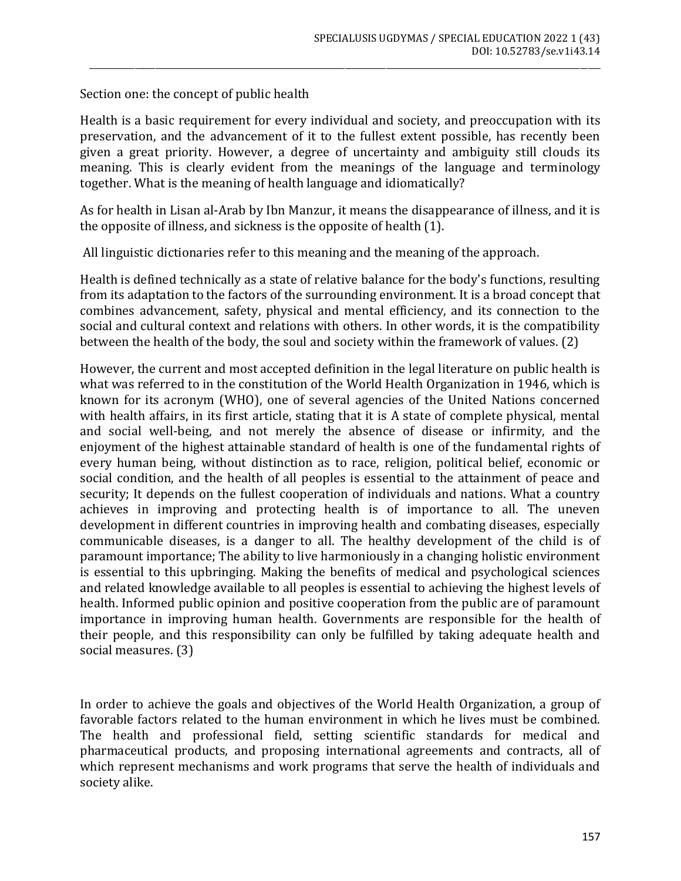## Section one: the concept of public health

Health is a basic requirement for every individual and society, and preoccupation with its preservation, and the advancement of it to the fullest extent possible, has recently been given a great priority. However, a degree of uncertainty and ambiguity still clouds its meaning. This is clearly evident from the meanings of the language and terminology together. What is the meaning of health language and idiomatically?

As for health in Lisan al-Arab by Ibn Manzur, it means the disappearance of illness, and it is the opposite of illness, and sickness is the opposite of health (1).

All linguistic dictionaries refer to this meaning and the meaning of the approach.

Health is defined technically as a state of relative balance for the body's functions, resulting from its adaptation to the factors of the surrounding environment. It is a broad concept that combines advancement, safety, physical and mental efficiency, and its connection to the social and cultural context and relations with others. In other words, it is the compatibility between the health of the body, the soul and society within the framework of values. (2)

However, the current and most accepted definition in the legal literature on public health is what was referred to in the constitution of the World Health Organization in 1946, which is known for its acronym (WHO), one of several agencies of the United Nations concerned with health affairs, in its first article, stating that it is A state of complete physical, mental and social well-being, and not merely the absence of disease or infirmity, and the enjoyment of the highest attainable standard of health is one of the fundamental rights of every human being, without distinction as to race, religion, political belief, economic or social condition, and the health of all peoples is essential to the attainment of peace and security; It depends on the fullest cooperation of individuals and nations. What a country achieves in improving and protecting health is of importance to all. The uneven development in different countries in improving health and combating diseases, especially communicable diseases, is a danger to all. The healthy development of the child is of paramount importance; The ability to live harmoniously in a changing holistic environment is essential to this upbringing. Making the benefits of medical and psychological sciences and related knowledge available to all peoples is essential to achieving the highest levels of health. Informed public opinion and positive cooperation from the public are of paramount importance in improving human health. Governments are responsible for the health of their people, and this responsibility can only be fulfilled by taking adequate health and social measures. (3)

In order to achieve the goals and objectives of the World Health Organization, a group of favorable factors related to the human environment in which he lives must be combined. The health and professional field, setting scientific standards for medical and pharmaceutical products, and proposing international agreements and contracts, all of which represent mechanisms and work programs that serve the health of individuals and society alike.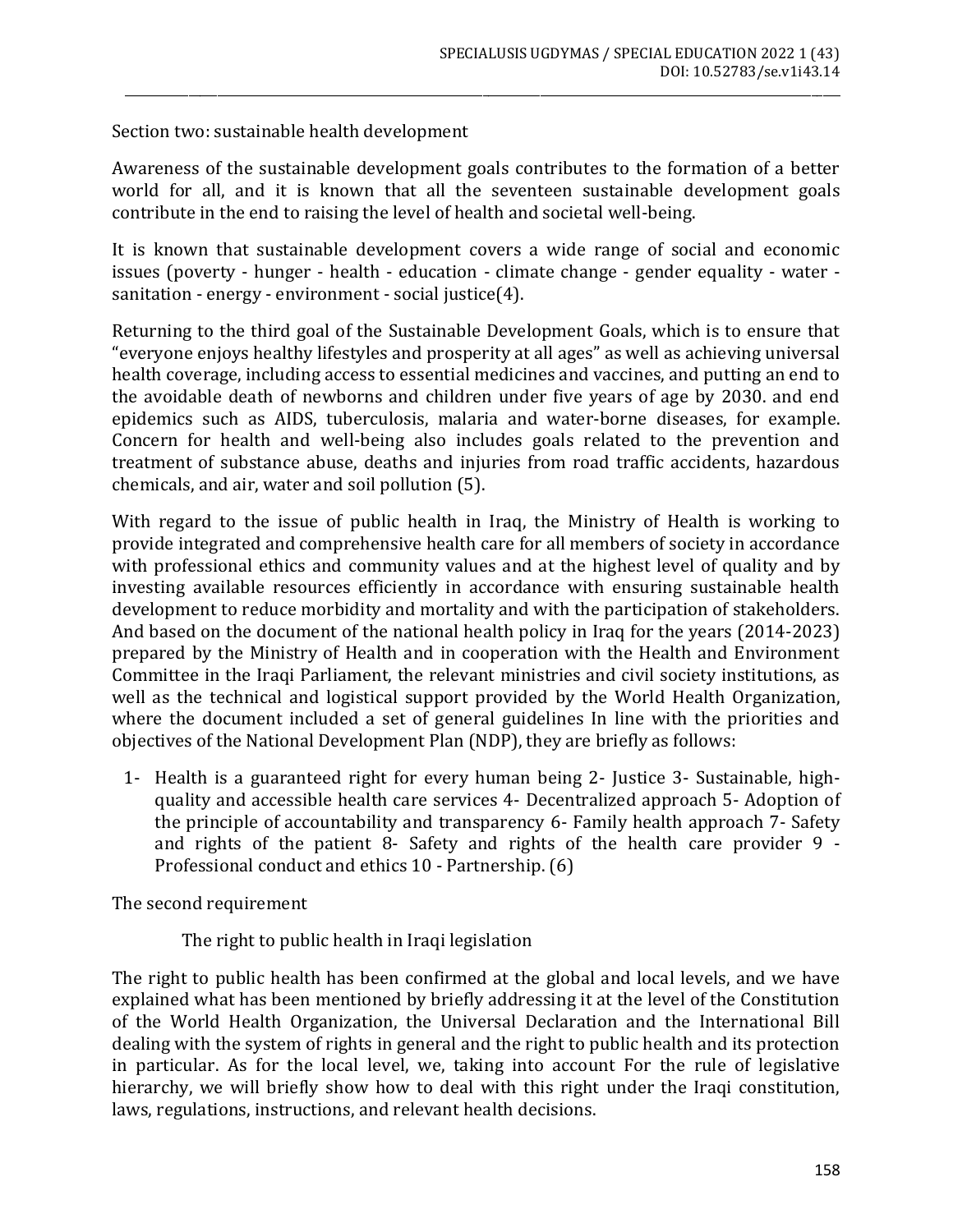Section two: sustainable health development

Awareness of the sustainable development goals contributes to the formation of a better world for all, and it is known that all the seventeen sustainable development goals contribute in the end to raising the level of health and societal well-being.

It is known that sustainable development covers a wide range of social and economic issues (poverty - hunger - health - education - climate change - gender equality - water - sanitation - energy - environment - social justice(4).

Returning to the third goal of the Sustainable Development Goals, which is to ensure that "everyone enjoys healthy lifestyles and prosperity at all ages" as well as achieving universal health coverage, including access to essential medicines and vaccines, and putting an end to the avoidable death of newborns and children under five years of age by 2030. and end epidemics such as AIDS, tuberculosis, malaria and water-borne diseases, for example. Concern for health and well-being also includes goals related to the prevention and treatment of substance abuse, deaths and injuries from road traffic accidents, hazardous chemicals, and air, water and soil pollution (5).

With regard to the issue of public health in Iraq, the Ministry of Health is working to provide integrated and comprehensive health care for all members of society in accordance with professional ethics and community values and at the highest level of quality and by investing available resources efficiently in accordance with ensuring sustainable health development to reduce morbidity and mortality and with the participation of stakeholders. And based on the document of the national health policy in Iraq for the years (2014-2023) prepared by the Ministry of Health and in cooperation with the Health and Environment Committee in the Iraqi Parliament, the relevant ministries and civil society institutions, as well as the technical and logistical support provided by the World Health Organization, where the document included a set of general guidelines In line with the priorities and objectives of the National Development Plan (NDP), they are briefly as follows:

1- Health is a guaranteed right for every human being 2- Justice 3- Sustainable, high-quality and accessible health care services 4- Decentralized approach 5- Adoption of the principle of accountability and transparency 6- Family health approach 7- Safety and rights of the patient 8- Safety and rights of the health care provider 9 - Professional conduct and ethics 10 - Partnership. (6)

The second requirement

The right to public health in Iraqi legislation

The right to public health has been confirmed at the global and local levels, and we have explained what has been mentioned by briefly addressing it at the level of the Constitution of the World Health Organization, the Universal Declaration and the International Bill dealing with the system of rights in general and the right to public health and its protection in particular. As for the local level, we, taking into account For the rule of legislative hierarchy, we will briefly show how to deal with this right under the Iraqi constitution, laws, regulations, instructions, and relevant health decisions.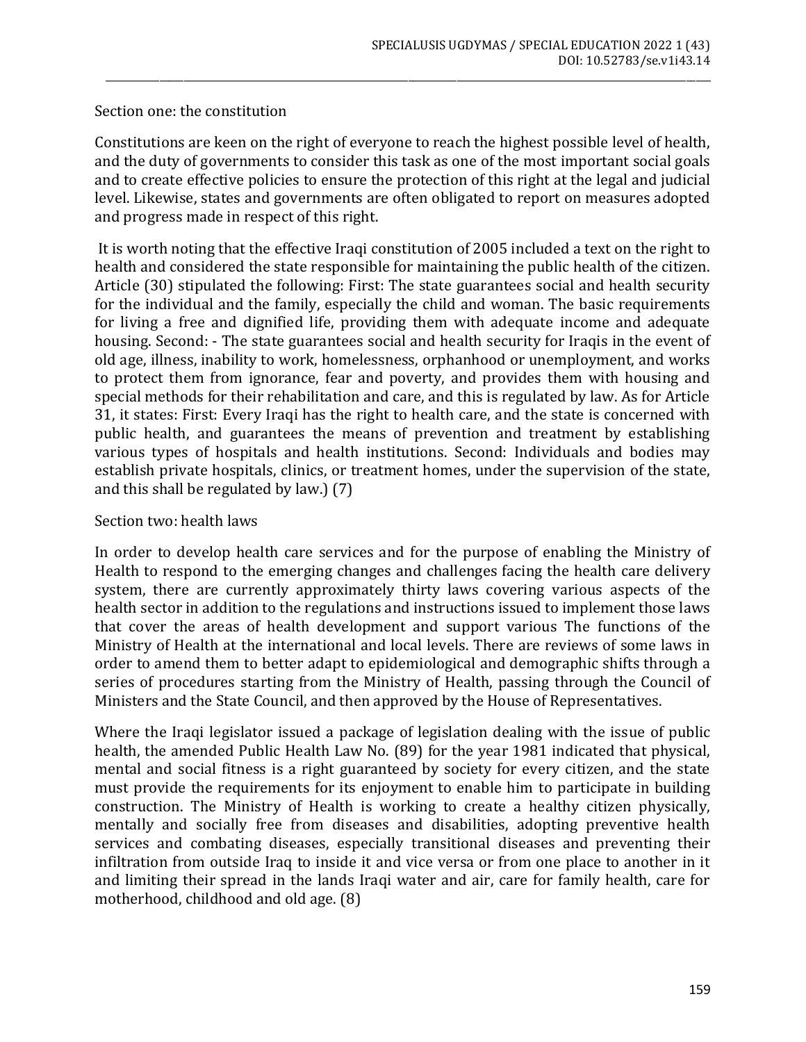Section one: the constitution

Constitutions are keen on the right of everyone to reach the highest possible level of health, and the duty of governments to consider this task as one of the most important social goals and to create effective policies to ensure the protection of this right at the legal and judicial level. Likewise, states and governments are often obligated to report on measures adopted and progress made in respect of this right.

It is worth noting that the effective Iraqi constitution of 2005 included a text on the right to health and considered the state responsible for maintaining the public health of the citizen. Article (30) stipulated the following: First: The state guarantees social and health security for the individual and the family, especially the child and woman. The basic requirements for living a free and dignified life, providing them with adequate income and adequate housing. Second: - The state guarantees social and health security for Iraqis in the event of old age, illness, inability to work, homelessness, orphanhood or unemployment, and works to protect them from ignorance, fear and poverty, and provides them with housing and special methods for their rehabilitation and care, and this is regulated by law. As for Article 31, it states: First: Every Iraqi has the right to health care, and the state is concerned with public health, and guarantees the means of prevention and treatment by establishing various types of hospitals and health institutions. Second: Individuals and bodies may establish private hospitals, clinics, or treatment homes, under the supervision of the state, and this shall be regulated by law.) (7)

Section two: health laws

In order to develop health care services and for the purpose of enabling the Ministry of Health to respond to the emerging changes and challenges facing the health care delivery system, there are currently approximately thirty laws covering various aspects of the health sector in addition to the regulations and instructions issued to implement those laws that cover the areas of health development and support various The functions of the Ministry of Health at the international and local levels. There are reviews of some laws in order to amend them to better adapt to epidemiological and demographic shifts through a series of procedures starting from the Ministry of Health, passing through the Council of Ministers and the State Council, and then approved by the House of Representatives.

Where the Iraqi legislator issued a package of legislation dealing with the issue of public health, the amended Public Health Law No. (89) for the year 1981 indicated that physical, mental and social fitness is a right guaranteed by society for every citizen, and the state must provide the requirements for its enjoyment to enable him to participate in building construction. The Ministry of Health is working to create a healthy citizen physically, mentally and socially free from diseases and disabilities, adopting preventive health services and combating diseases, especially transitional diseases and preventing their infiltration from outside Iraq to inside it and vice versa or from one place to another in it and limiting their spread in the lands Iraqi water and air, care for family health, care for motherhood, childhood and old age. (8)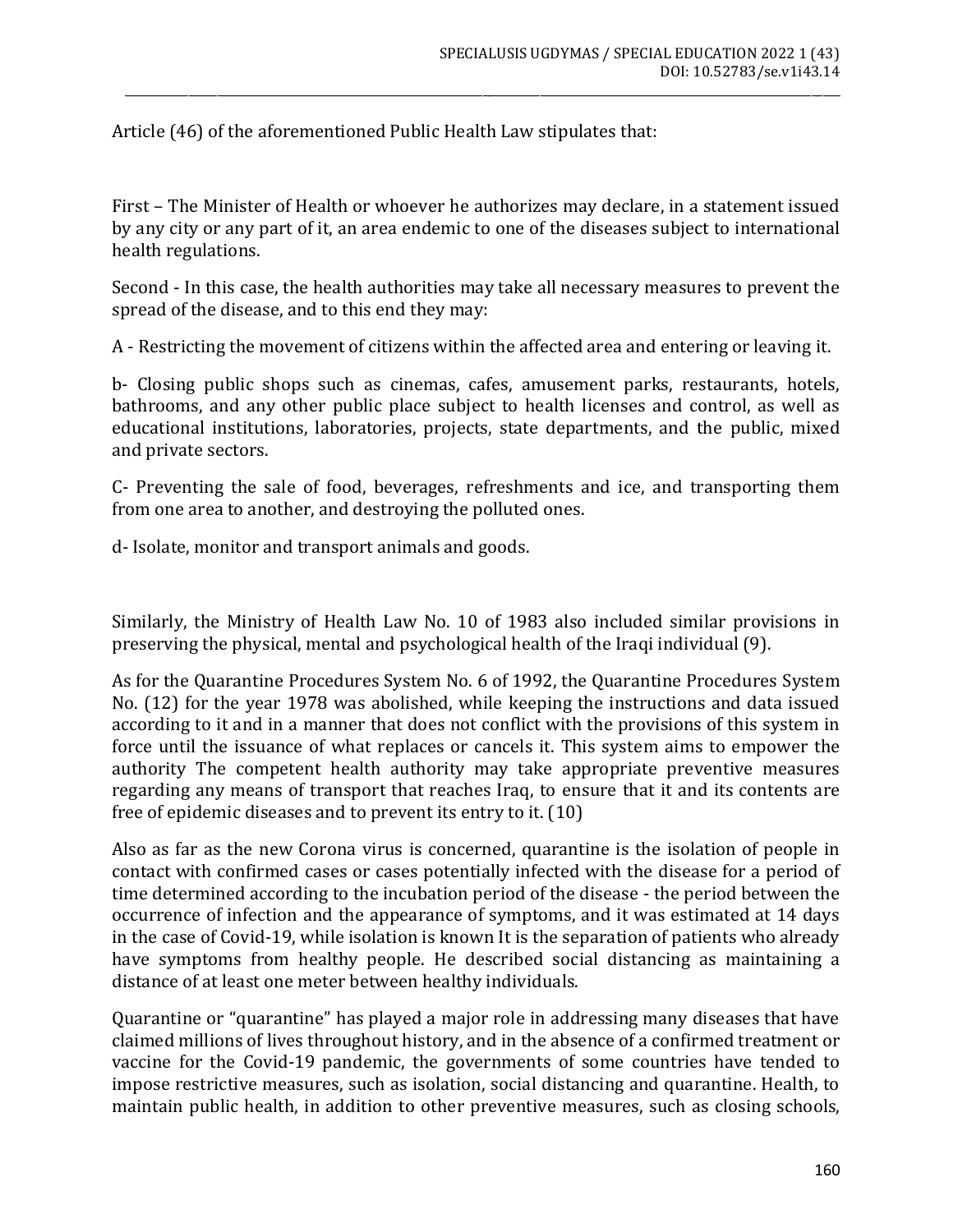Article (46) of the aforementioned Public Health Law stipulates that:

First – The Minister of Health or whoever he authorizes may declare, in a statement issued by any city or any part of it, an area endemic to one of the diseases subject to international health regulations.

Second - In this case, the health authorities may take all necessary measures to prevent the spread of the disease, and to this end they may:

A - Restricting the movement of citizens within the affected area and entering or leaving it.

b- Closing public shops such as cinemas, cafes, amusement parks, restaurants, hotels, bathrooms, and any other public place subject to health licenses and control, as well as educational institutions, laboratories, projects, state departments, and the public, mixed and private sectors.

C- Preventing the sale of food, beverages, refreshments and ice, and transporting them from one area to another, and destroying the polluted ones.

d- Isolate, monitor and transport animals and goods.

Similarly, the Ministry of Health Law No. 10 of 1983 also included similar provisions in preserving the physical, mental and psychological health of the Iraqi individual (9).

As for the Quarantine Procedures System No. 6 of 1992, the Quarantine Procedures System No. (12) for the year 1978 was abolished, while keeping the instructions and data issued according to it and in a manner that does not conflict with the provisions of this system in force until the issuance of what replaces or cancels it. This system aims to empower the authority The competent health authority may take appropriate preventive measures regarding any means of transport that reaches Iraq, to ensure that it and its contents are free of epidemic diseases and to prevent its entry to it. (10)

Also as far as the new Corona virus is concerned, quarantine is the isolation of people in contact with confirmed cases or cases potentially infected with the disease for a period of time determined according to the incubation period of the disease - the period between the occurrence of infection and the appearance of symptoms, and it was estimated at 14 days in the case of Covid-19, while isolation is known It is the separation of patients who already have symptoms from healthy people. He described social distancing as maintaining a distance of at least one meter between healthy individuals.

Quarantine or "quarantine" has played a major role in addressing many diseases that have claimed millions of lives throughout history, and in the absence of a confirmed treatment or vaccine for the Covid-19 pandemic, the governments of some countries have tended to impose restrictive measures, such as isolation, social distancing and quarantine. Health, to maintain public health, in addition to other preventive measures, such as closing schools,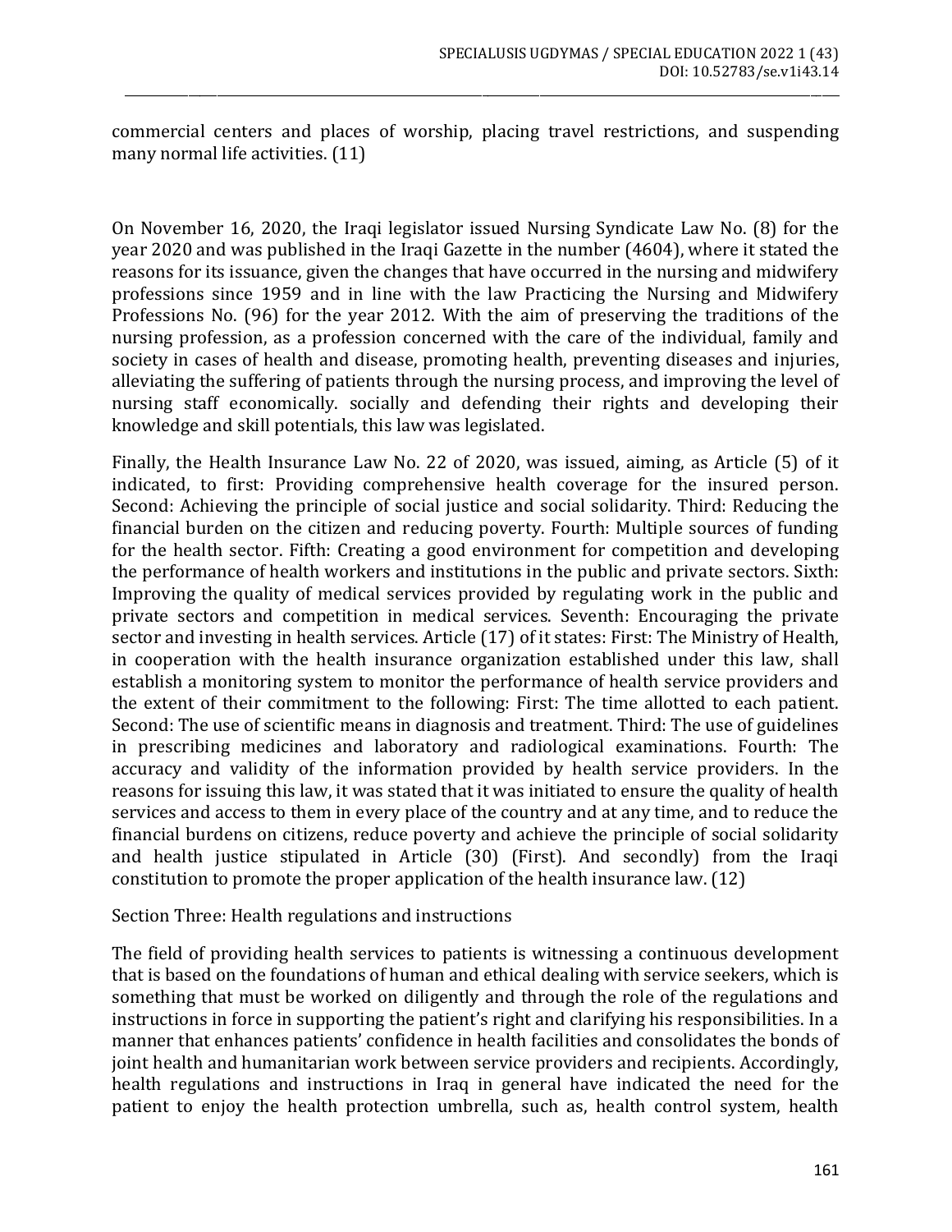commercial centers and places of worship, placing travel restrictions, and suspending many normal life activities. (11)

On November 16, 2020, the Iraqi legislator issued Nursing Syndicate Law No. (8) for the year 2020 and was published in the Iraqi Gazette in the number (4604), where it stated the reasons for its issuance, given the changes that have occurred in the nursing and midwifery professions since 1959 and in line with the law Practicing the Nursing and Midwifery Professions No. (96) for the year 2012. With the aim of preserving the traditions of the nursing profession, as a profession concerned with the care of the individual, family and society in cases of health and disease, promoting health, preventing diseases and injuries, alleviating the suffering of patients through the nursing process, and improving the level of nursing staff economically. socially and defending their rights and developing their knowledge and skill potentials, this law was legislated.

Finally, the Health Insurance Law No. 22 of 2020, was issued, aiming, as Article (5) of it indicated, to first: Providing comprehensive health coverage for the insured person. Second: Achieving the principle of social justice and social solidarity. Third: Reducing the financial burden on the citizen and reducing poverty. Fourth: Multiple sources of funding for the health sector. Fifth: Creating a good environment for competition and developing the performance of health workers and institutions in the public and private sectors. Sixth: Improving the quality of medical services provided by regulating work in the public and private sectors and competition in medical services. Seventh: Encouraging the private sector and investing in health services. Article (17) of it states: First: The Ministry of Health, in cooperation with the health insurance organization established under this law, shall establish a monitoring system to monitor the performance of health service providers and the extent of their commitment to the following: First: The time allotted to each patient. Second: The use of scientific means in diagnosis and treatment. Third: The use of guidelines in prescribing medicines and laboratory and radiological examinations. Fourth: The accuracy and validity of the information provided by health service providers. In the reasons for issuing this law, it was stated that it was initiated to ensure the quality of health services and access to them in every place of the country and at any time, and to reduce the financial burdens on citizens, reduce poverty and achieve the principle of social solidarity and health justice stipulated in Article (30) (First). And secondly) from the Iraqi constitution to promote the proper application of the health insurance law. (12)

Section Three: Health regulations and instructions

The field of providing health services to patients is witnessing a continuous development that is based on the foundations of human and ethical dealing with service seekers, which is something that must be worked on diligently and through the role of the regulations and instructions in force in supporting the patient's right and clarifying his responsibilities. In a manner that enhances patients' confidence in health facilities and consolidates the bonds of joint health and humanitarian work between service providers and recipients. Accordingly, health regulations and instructions in Iraq in general have indicated the need for the patient to enjoy the health protection umbrella, such as, health control system, health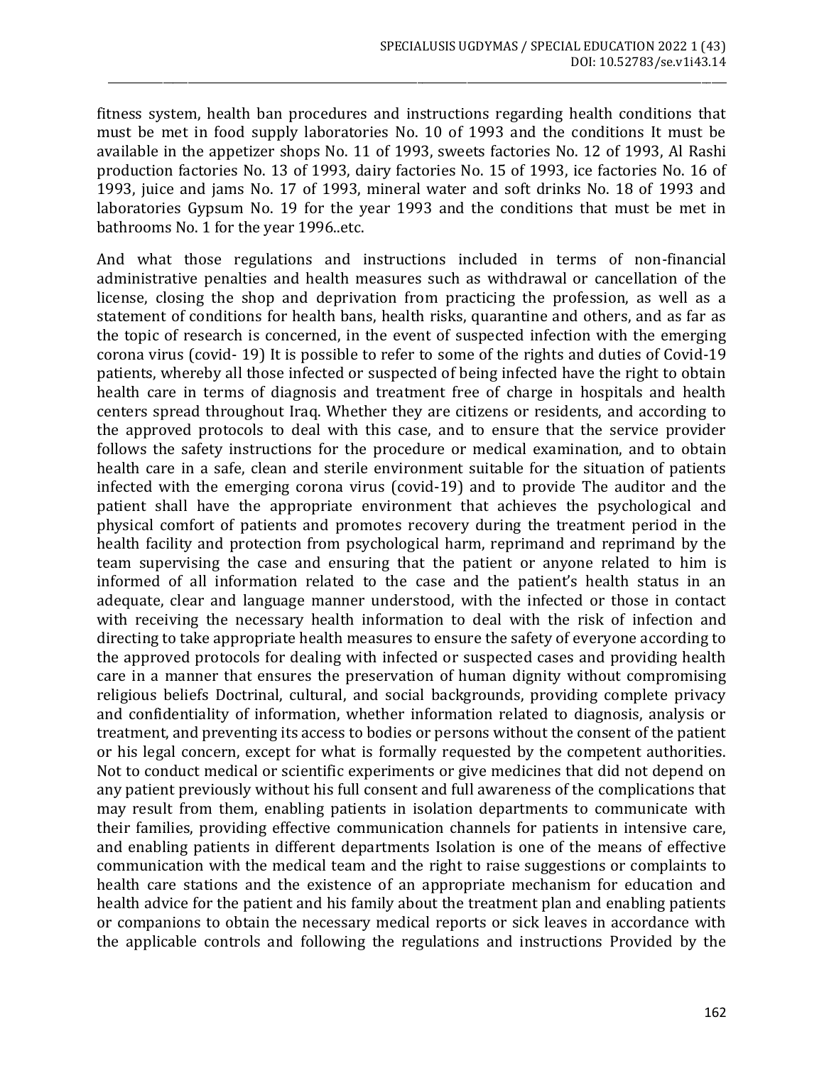fitness system, health ban procedures and instructions regarding health conditions that must be met in food supply laboratories No. 10 of 1993 and the conditions It must be available in the appetizer shops No. 11 of 1993, sweets factories No. 12 of 1993, Al Rashi production factories No. 13 of 1993, dairy factories No. 15 of 1993, ice factories No. 16 of 1993, juice and jams No. 17 of 1993, mineral water and soft drinks No. 18 of 1993 and laboratories Gypsum No. 19 for the year 1993 and the conditions that must be met in bathrooms No. 1 for the year 1996..etc.

And what those regulations and instructions included in terms of non-financial administrative penalties and health measures such as withdrawal or cancellation of the license, closing the shop and deprivation from practicing the profession, as well as a statement of conditions for health bans, health risks, quarantine and others, and as far as the topic of research is concerned, in the event of suspected infection with the emerging corona virus (covid- 19) It is possible to refer to some of the rights and duties of Covid-19 patients, whereby all those infected or suspected of being infected have the right to obtain health care in terms of diagnosis and treatment free of charge in hospitals and health centers spread throughout Iraq. Whether they are citizens or residents, and according to the approved protocols to deal with this case, and to ensure that the service provider follows the safety instructions for the procedure or medical examination, and to obtain health care in a safe, clean and sterile environment suitable for the situation of patients infected with the emerging corona virus (covid-19) and to provide The auditor and the patient shall have the appropriate environment that achieves the psychological and physical comfort of patients and promotes recovery during the treatment period in the health facility and protection from psychological harm, reprimand and reprimand by the team supervising the case and ensuring that the patient or anyone related to him is informed of all information related to the case and the patient's health status in an adequate, clear and language manner understood, with the infected or those in contact with receiving the necessary health information to deal with the risk of infection and directing to take appropriate health measures to ensure the safety of everyone according to the approved protocols for dealing with infected or suspected cases and providing health care in a manner that ensures the preservation of human dignity without compromising religious beliefs Doctrinal, cultural, and social backgrounds, providing complete privacy and confidentiality of information, whether information related to diagnosis, analysis or treatment, and preventing its access to bodies or persons without the consent of the patient or his legal concern, except for what is formally requested by the competent authorities. Not to conduct medical or scientific experiments or give medicines that did not depend on any patient previously without his full consent and full awareness of the complications that may result from them, enabling patients in isolation departments to communicate with their families, providing effective communication channels for patients in intensive care, and enabling patients in different departments Isolation is one of the means of effective communication with the medical team and the right to raise suggestions or complaints to health care stations and the existence of an appropriate mechanism for education and health advice for the patient and his family about the treatment plan and enabling patients or companions to obtain the necessary medical reports or sick leaves in accordance with the applicable controls and following the regulations and instructions Provided by the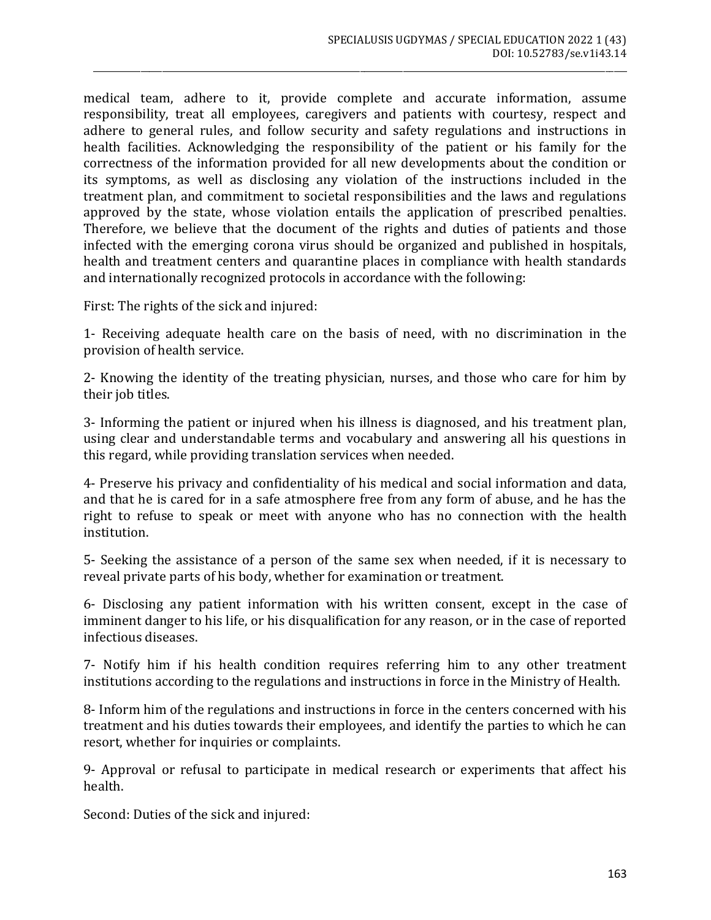medical team, adhere to it, provide complete and accurate information, assume responsibility, treat all employees, caregivers and patients with courtesy, respect and adhere to general rules, and follow security and safety regulations and instructions in health facilities. Acknowledging the responsibility of the patient or his family for the correctness of the information provided for all new developments about the condition or its symptoms, as well as disclosing any violation of the instructions included in the treatment plan, and commitment to societal responsibilities and the laws and regulations approved by the state, whose violation entails the application of prescribed penalties. Therefore, we believe that the document of the rights and duties of patients and those infected with the emerging corona virus should be organized and published in hospitals, health and treatment centers and quarantine places in compliance with health standards and internationally recognized protocols in accordance with the following:

First: The rights of the sick and injured:

1- Receiving adequate health care on the basis of need, with no discrimination in the provision of health service.

2- Knowing the identity of the treating physician, nurses, and those who care for him by their job titles.

3- Informing the patient or injured when his illness is diagnosed, and his treatment plan, using clear and understandable terms and vocabulary and answering all his questions in this regard, while providing translation services when needed.

4- Preserve his privacy and confidentiality of his medical and social information and data, and that he is cared for in a safe atmosphere free from any form of abuse, and he has the right to refuse to speak or meet with anyone who has no connection with the health institution.

5- Seeking the assistance of a person of the same sex when needed, if it is necessary to reveal private parts of his body, whether for examination or treatment.

6- Disclosing any patient information with his written consent, except in the case of imminent danger to his life, or his disqualification for any reason, or in the case of reported infectious diseases.

7- Notify him if his health condition requires referring him to any other treatment institutions according to the regulations and instructions in force in the Ministry of Health.

8- Inform him of the regulations and instructions in force in the centers concerned with his treatment and his duties towards their employees, and identify the parties to which he can resort, whether for inquiries or complaints.

9- Approval or refusal to participate in medical research or experiments that affect his health.

Second: Duties of the sick and injured: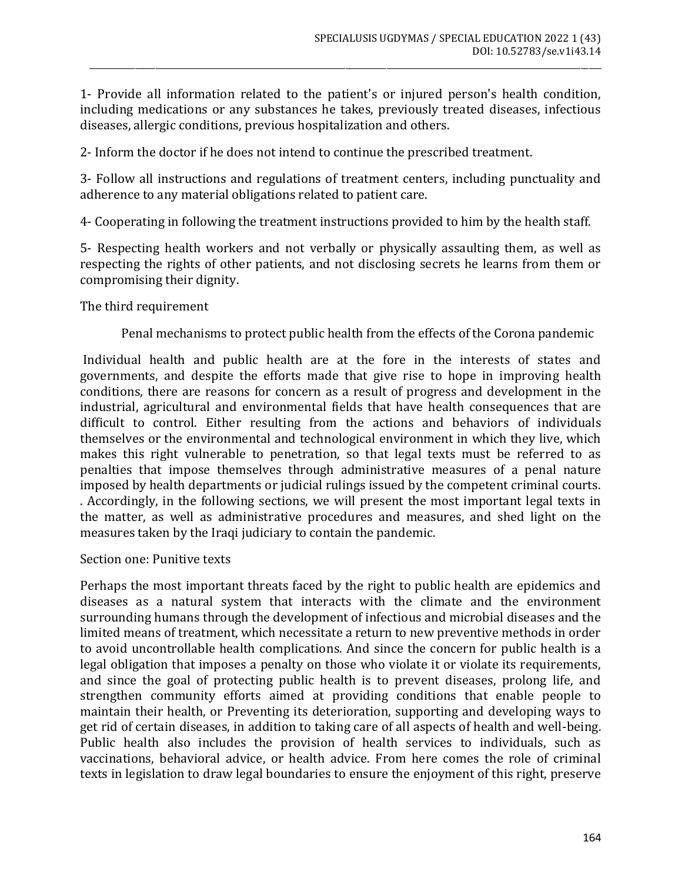1- Provide all information related to the patient's or injured person's health condition, including medications or any substances he takes, previously treated diseases, infectious diseases, allergic conditions, previous hospitalization and others.

2- Inform the doctor if he does not intend to continue the prescribed treatment.

3- Follow all instructions and regulations of treatment centers, including punctuality and adherence to any material obligations related to patient care.

4- Cooperating in following the treatment instructions provided to him by the health staff.

5- Respecting health workers and not verbally or physically assaulting them, as well as respecting the rights of other patients, and not disclosing secrets he learns from them or compromising their dignity.

The third requirement

Penal mechanisms to protect public health from the effects of the Corona pandemic

Individual health and public health are at the fore in the interests of states and governments, and despite the efforts made that give rise to hope in improving health conditions, there are reasons for concern as a result of progress and development in the industrial, agricultural and environmental fields that have health consequences that are difficult to control. Either resulting from the actions and behaviors of individuals themselves or the environmental and technological environment in which they live, which makes this right vulnerable to penetration, so that legal texts must be referred to as penalties that impose themselves through administrative measures of a penal nature imposed by health departments or judicial rulings issued by the competent criminal courts. . Accordingly, in the following sections, we will present the most important legal texts in the matter, as well as administrative procedures and measures, and shed light on the measures taken by the Iraqi judiciary to contain the pandemic.

Section one: Punitive texts

Perhaps the most important threats faced by the right to public health are epidemics and diseases as a natural system that interacts with the climate and the environment surrounding humans through the development of infectious and microbial diseases and the limited means of treatment, which necessitate a return to new preventive methods in order to avoid uncontrollable health complications. And since the concern for public health is a legal obligation that imposes a penalty on those who violate it or violate its requirements, and since the goal of protecting public health is to prevent diseases, prolong life, and strengthen community efforts aimed at providing conditions that enable people to maintain their health, or Preventing its deterioration, supporting and developing ways to get rid of certain diseases, in addition to taking care of all aspects of health and well-being. Public health also includes the provision of health services to individuals, such as vaccinations, behavioral advice, or health advice. From here comes the role of criminal texts in legislation to draw legal boundaries to ensure the enjoyment of this right, preserve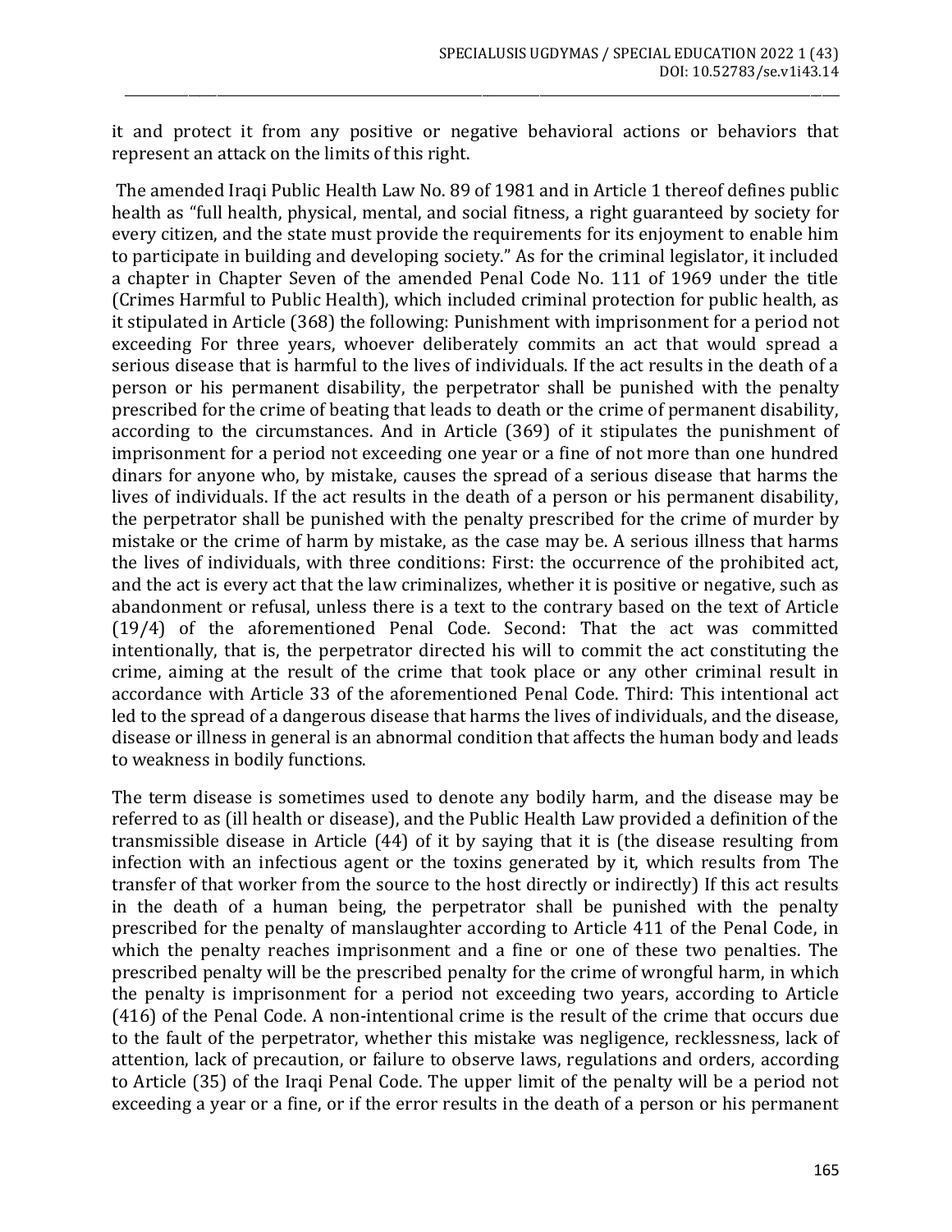it and protect it from any positive or negative behavioral actions or behaviors that represent an attack on the limits of this right.

The amended Iraqi Public Health Law No. 89 of 1981 and in Article 1 thereof defines public health as "full health, physical, mental, and social fitness, a right guaranteed by society for every citizen, and the state must provide the requirements for its enjoyment to enable him to participate in building and developing society." As for the criminal legislator, it included a chapter in Chapter Seven of the amended Penal Code No. 111 of 1969 under the title (Crimes Harmful to Public Health), which included criminal protection for public health, as it stipulated in Article (368) the following: Punishment with imprisonment for a period not exceeding For three years, whoever deliberately commits an act that would spread a serious disease that is harmful to the lives of individuals. If the act results in the death of a person or his permanent disability, the perpetrator shall be punished with the penalty prescribed for the crime of beating that leads to death or the crime of permanent disability, according to the circumstances. And in Article (369) of it stipulates the punishment of imprisonment for a period not exceeding one year or a fine of not more than one hundred dinars for anyone who, by mistake, causes the spread of a serious disease that harms the lives of individuals. If the act results in the death of a person or his permanent disability, the perpetrator shall be punished with the penalty prescribed for the crime of murder by mistake or the crime of harm by mistake, as the case may be. A serious illness that harms the lives of individuals, with three conditions: First: the occurrence of the prohibited act, and the act is every act that the law criminalizes, whether it is positive or negative, such as abandonment or refusal, unless there is a text to the contrary based on the text of Article (19/4) of the aforementioned Penal Code. Second: That the act was committed intentionally, that is, the perpetrator directed his will to commit the act constituting the crime, aiming at the result of the crime that took place or any other criminal result in accordance with Article 33 of the aforementioned Penal Code. Third: This intentional act led to the spread of a dangerous disease that harms the lives of individuals, and the disease, disease or illness in general is an abnormal condition that affects the human body and leads to weakness in bodily functions.

The term disease is sometimes used to denote any bodily harm, and the disease may be referred to as (ill health or disease), and the Public Health Law provided a definition of the transmissible disease in Article (44) of it by saying that it is (the disease resulting from infection with an infectious agent or the toxins generated by it, which results from The transfer of that worker from the source to the host directly or indirectly) If this act results in the death of a human being, the perpetrator shall be punished with the penalty prescribed for the penalty of manslaughter according to Article 411 of the Penal Code, in which the penalty reaches imprisonment and a fine or one of these two penalties. The prescribed penalty will be the prescribed penalty for the crime of wrongful harm, in which the penalty is imprisonment for a period not exceeding two years, according to Article (416) of the Penal Code. A non-intentional crime is the result of the crime that occurs due to the fault of the perpetrator, whether this mistake was negligence, recklessness, lack of attention, lack of precaution, or failure to observe laws, regulations and orders, according to Article (35) of the Iraqi Penal Code. The upper limit of the penalty will be a period not exceeding a year or a fine, or if the error results in the death of a person or his permanent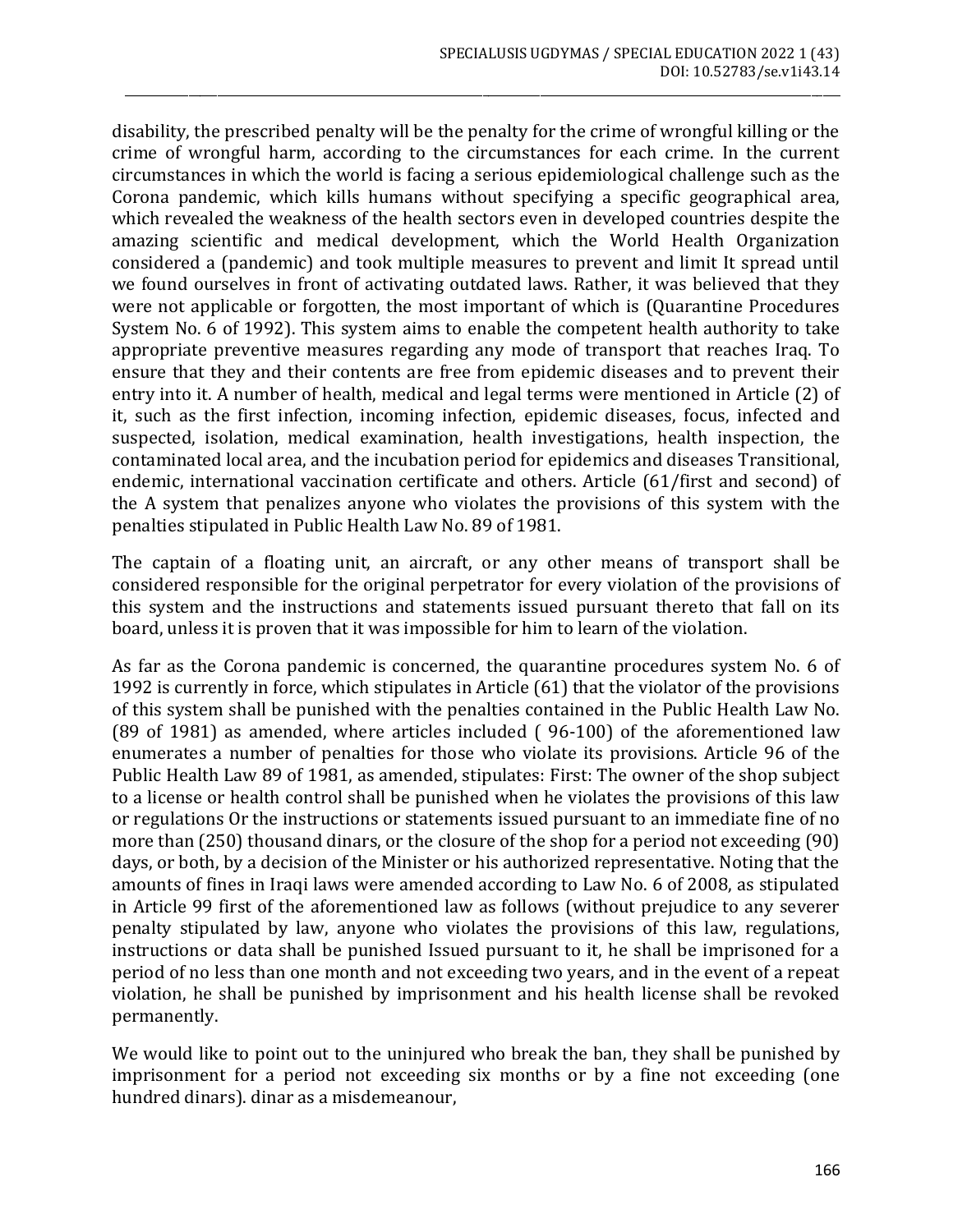disability, the prescribed penalty will be the penalty for the crime of wrongful killing or the crime of wrongful harm, according to the circumstances for each crime. In the current circumstances in which the world is facing a serious epidemiological challenge such as the Corona pandemic, which kills humans without specifying a specific geographical area, which revealed the weakness of the health sectors even in developed countries despite the amazing scientific and medical development, which the World Health Organization considered a (pandemic) and took multiple measures to prevent and limit It spread until we found ourselves in front of activating outdated laws. Rather, it was believed that they were not applicable or forgotten, the most important of which is (Quarantine Procedures System No. 6 of 1992). This system aims to enable the competent health authority to take appropriate preventive measures regarding any mode of transport that reaches Iraq. To ensure that they and their contents are free from epidemic diseases and to prevent their entry into it. A number of health, medical and legal terms were mentioned in Article (2) of it, such as the first infection, incoming infection, epidemic diseases, focus, infected and suspected, isolation, medical examination, health investigations, health inspection, the contaminated local area, and the incubation period for epidemics and diseases Transitional, endemic, international vaccination certificate and others. Article (61/first and second) of the A system that penalizes anyone who violates the provisions of this system with the penalties stipulated in Public Health Law No. 89 of 1981.

The captain of a floating unit, an aircraft, or any other means of transport shall be considered responsible for the original perpetrator for every violation of the provisions of this system and the instructions and statements issued pursuant thereto that fall on its board, unless it is proven that it was impossible for him to learn of the violation.

As far as the Corona pandemic is concerned, the quarantine procedures system No. 6 of 1992 is currently in force, which stipulates in Article (61) that the violator of the provisions of this system shall be punished with the penalties contained in the Public Health Law No. (89 of 1981) as amended, where articles included ( 96-100) of the aforementioned law enumerates a number of penalties for those who violate its provisions. Article 96 of the Public Health Law 89 of 1981, as amended, stipulates: First: The owner of the shop subject to a license or health control shall be punished when he violates the provisions of this law or regulations Or the instructions or statements issued pursuant to an immediate fine of no more than (250) thousand dinars, or the closure of the shop for a period not exceeding (90) days, or both, by a decision of the Minister or his authorized representative. Noting that the amounts of fines in Iraqi laws were amended according to Law No. 6 of 2008, as stipulated in Article 99 first of the aforementioned law as follows (without prejudice to any severer penalty stipulated by law, anyone who violates the provisions of this law, regulations, instructions or data shall be punished Issued pursuant to it, he shall be imprisoned for a period of no less than one month and not exceeding two years, and in the event of a repeat violation, he shall be punished by imprisonment and his health license shall be revoked permanently.

We would like to point out to the uninjured who break the ban, they shall be punished by imprisonment for a period not exceeding six months or by a fine not exceeding (one hundred dinars). dinar as a misdemeanour,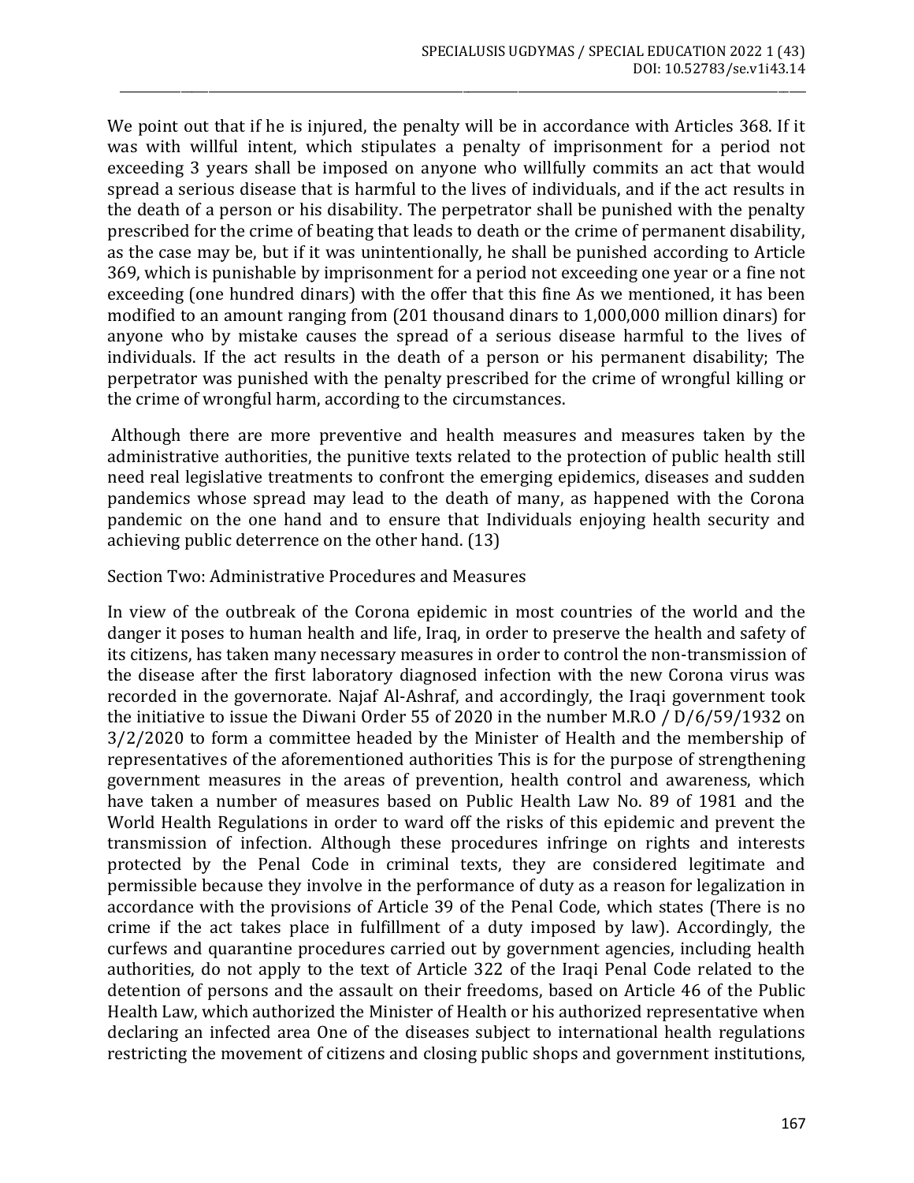We point out that if he is injured, the penalty will be in accordance with Articles 368. If it was with willful intent, which stipulates a penalty of imprisonment for a period not exceeding 3 years shall be imposed on anyone who willfully commits an act that would spread a serious disease that is harmful to the lives of individuals, and if the act results in the death of a person or his disability. The perpetrator shall be punished with the penalty prescribed for the crime of beating that leads to death or the crime of permanent disability, as the case may be, but if it was unintentionally, he shall be punished according to Article 369, which is punishable by imprisonment for a period not exceeding one year or a fine not exceeding (one hundred dinars) with the offer that this fine As we mentioned, it has been modified to an amount ranging from (201 thousand dinars to 1,000,000 million dinars) for anyone who by mistake causes the spread of a serious disease harmful to the lives of individuals. If the act results in the death of a person or his permanent disability; The perpetrator was punished with the penalty prescribed for the crime of wrongful killing or the crime of wrongful harm, according to the circumstances.

Although there are more preventive and health measures and measures taken by the administrative authorities, the punitive texts related to the protection of public health still need real legislative treatments to confront the emerging epidemics, diseases and sudden pandemics whose spread may lead to the death of many, as happened with the Corona pandemic on the one hand and to ensure that Individuals enjoying health security and achieving public deterrence on the other hand. (13)

## Section Two: Administrative Procedures and Measures

In view of the outbreak of the Corona epidemic in most countries of the world and the danger it poses to human health and life, Iraq, in order to preserve the health and safety of its citizens, has taken many necessary measures in order to control the non-transmission of the disease after the first laboratory diagnosed infection with the new Corona virus was recorded in the governorate. Najaf Al-Ashraf, and accordingly, the Iraqi government took the initiative to issue the Diwani Order 55 of 2020 in the number M.R.O / D/6/59/1932 on 3/2/2020 to form a committee headed by the Minister of Health and the membership of representatives of the aforementioned authorities This is for the purpose of strengthening government measures in the areas of prevention, health control and awareness, which have taken a number of measures based on Public Health Law No. 89 of 1981 and the World Health Regulations in order to ward off the risks of this epidemic and prevent the transmission of infection. Although these procedures infringe on rights and interests protected by the Penal Code in criminal texts, they are considered legitimate and permissible because they involve in the performance of duty as a reason for legalization in accordance with the provisions of Article 39 of the Penal Code, which states (There is no crime if the act takes place in fulfillment of a duty imposed by law). Accordingly, the curfews and quarantine procedures carried out by government agencies, including health authorities, do not apply to the text of Article 322 of the Iraqi Penal Code related to the detention of persons and the assault on their freedoms, based on Article 46 of the Public Health Law, which authorized the Minister of Health or his authorized representative when declaring an infected area One of the diseases subject to international health regulations restricting the movement of citizens and closing public shops and government institutions,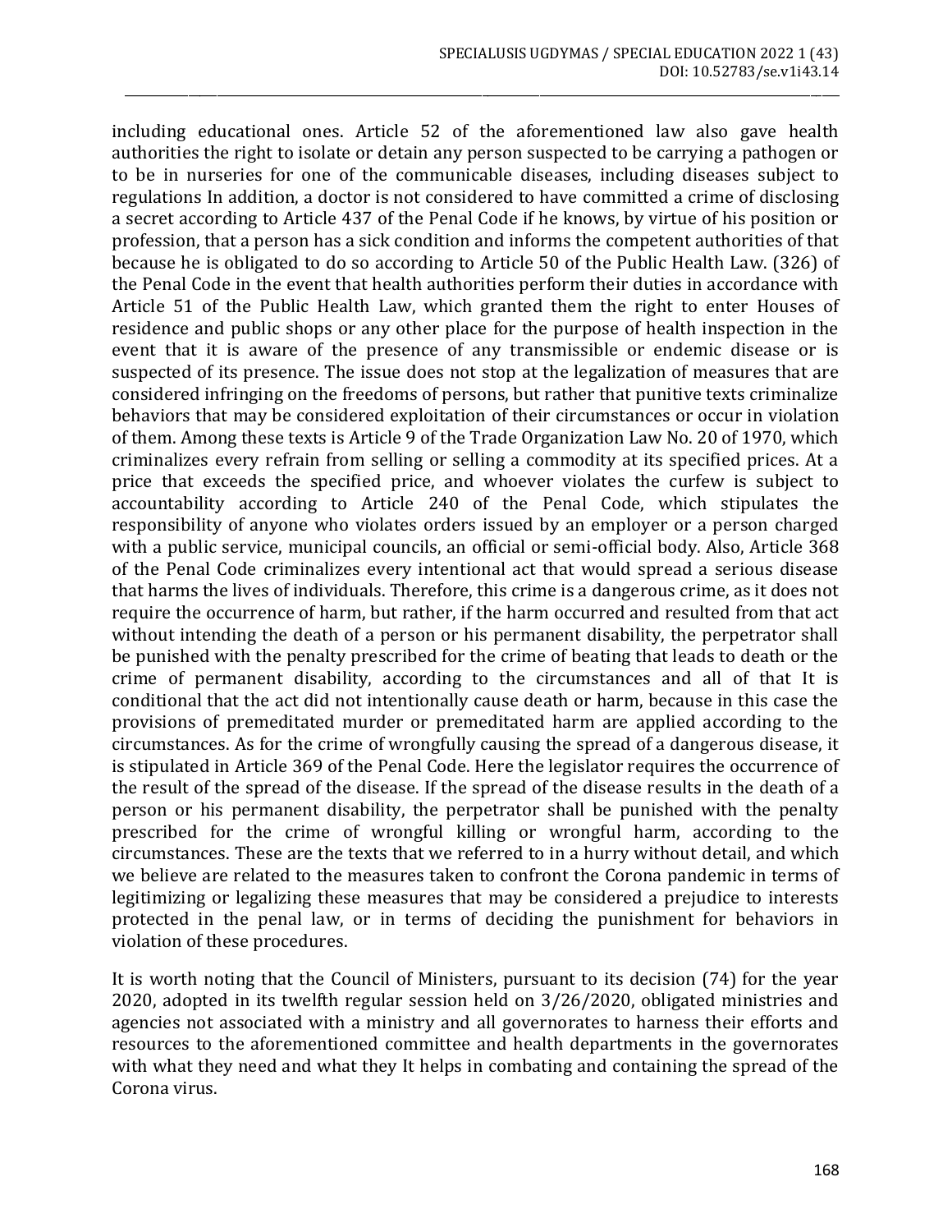including educational ones. Article 52 of the aforementioned law also gave health authorities the right to isolate or detain any person suspected to be carrying a pathogen or to be in nurseries for one of the communicable diseases, including diseases subject to regulations In addition, a doctor is not considered to have committed a crime of disclosing a secret according to Article 437 of the Penal Code if he knows, by virtue of his position or profession, that a person has a sick condition and informs the competent authorities of that because he is obligated to do so according to Article 50 of the Public Health Law. (326) of the Penal Code in the event that health authorities perform their duties in accordance with Article 51 of the Public Health Law, which granted them the right to enter Houses of residence and public shops or any other place for the purpose of health inspection in the event that it is aware of the presence of any transmissible or endemic disease or is suspected of its presence. The issue does not stop at the legalization of measures that are considered infringing on the freedoms of persons, but rather that punitive texts criminalize behaviors that may be considered exploitation of their circumstances or occur in violation of them. Among these texts is Article 9 of the Trade Organization Law No. 20 of 1970, which criminalizes every refrain from selling or selling a commodity at its specified prices. At a price that exceeds the specified price, and whoever violates the curfew is subject to accountability according to Article 240 of the Penal Code, which stipulates the responsibility of anyone who violates orders issued by an employer or a person charged with a public service, municipal councils, an official or semi-official body. Also, Article 368 of the Penal Code criminalizes every intentional act that would spread a serious disease that harms the lives of individuals. Therefore, this crime is a dangerous crime, as it does not require the occurrence of harm, but rather, if the harm occurred and resulted from that act without intending the death of a person or his permanent disability, the perpetrator shall be punished with the penalty prescribed for the crime of beating that leads to death or the crime of permanent disability, according to the circumstances and all of that It is conditional that the act did not intentionally cause death or harm, because in this case the provisions of premeditated murder or premeditated harm are applied according to the circumstances. As for the crime of wrongfully causing the spread of a dangerous disease, it is stipulated in Article 369 of the Penal Code. Here the legislator requires the occurrence of the result of the spread of the disease. If the spread of the disease results in the death of a person or his permanent disability, the perpetrator shall be punished with the penalty prescribed for the crime of wrongful killing or wrongful harm, according to the circumstances. These are the texts that we referred to in a hurry without detail, and which we believe are related to the measures taken to confront the Corona pandemic in terms of legitimizing or legalizing these measures that may be considered a prejudice to interests protected in the penal law, or in terms of deciding the punishment for behaviors in violation of these procedures.

It is worth noting that the Council of Ministers, pursuant to its decision (74) for the year 2020, adopted in its twelfth regular session held on 3/26/2020, obligated ministries and agencies not associated with a ministry and all governorates to harness their efforts and resources to the aforementioned committee and health departments in the governorates with what they need and what they It helps in combating and containing the spread of the Corona virus.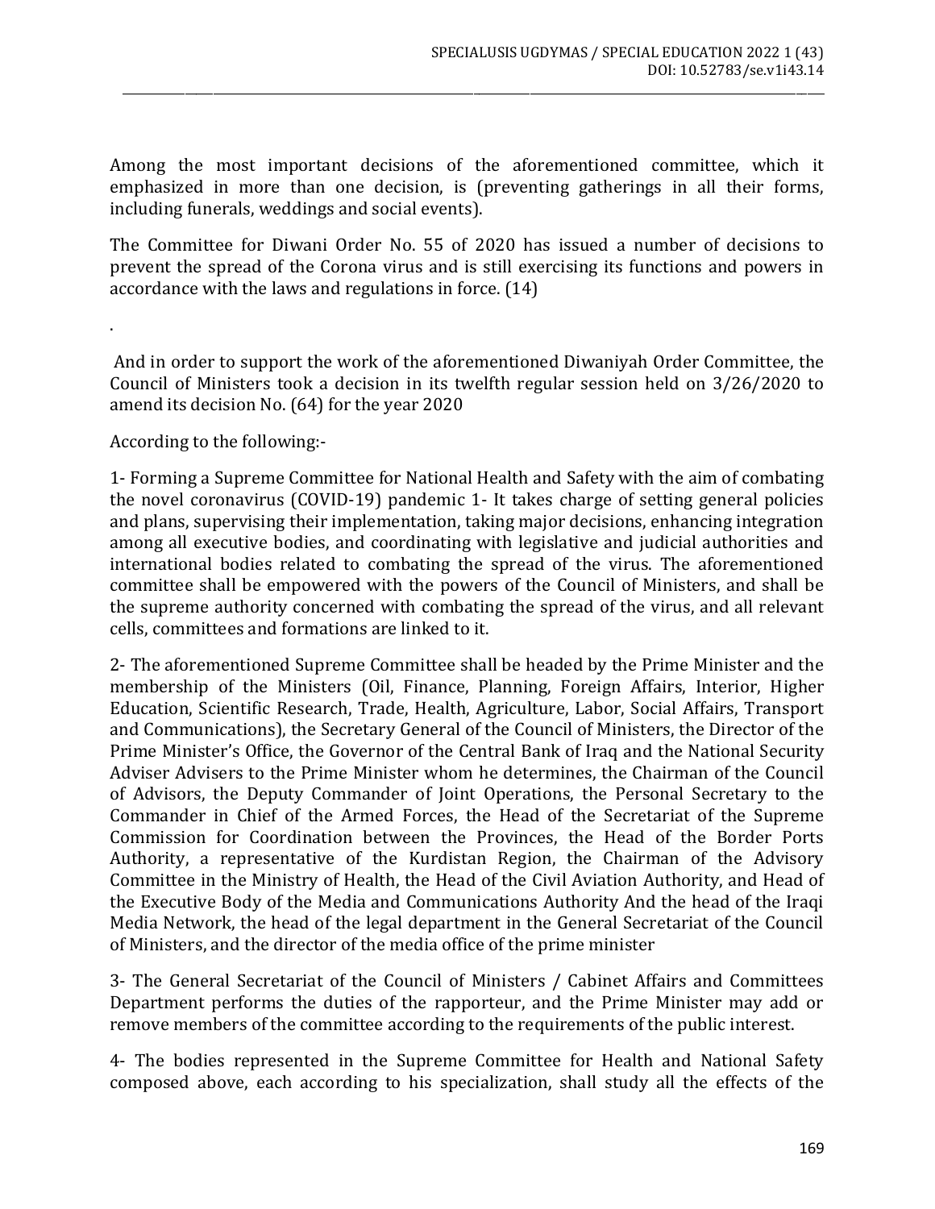Among the most important decisions of the aforementioned committee, which it emphasized in more than one decision, is (preventing gatherings in all their forms, including funerals, weddings and social events).

The Committee for Diwani Order No. 55 of 2020 has issued a number of decisions to prevent the spread of the Corona virus and is still exercising its functions and powers in accordance with the laws and regulations in force. (14)

.

And in order to support the work of the aforementioned Diwaniyah Order Committee, the Council of Ministers took a decision in its twelfth regular session held on 3/26/2020 to amend its decision No. (64) for the year 2020

According to the following:-

1- Forming a Supreme Committee for National Health and Safety with the aim of combating the novel coronavirus (COVID-19) pandemic 1- It takes charge of setting general policies and plans, supervising their implementation, taking major decisions, enhancing integration among all executive bodies, and coordinating with legislative and judicial authorities and international bodies related to combating the spread of the virus. The aforementioned committee shall be empowered with the powers of the Council of Ministers, and shall be the supreme authority concerned with combating the spread of the virus, and all relevant cells, committees and formations are linked to it.

2- The aforementioned Supreme Committee shall be headed by the Prime Minister and the membership of the Ministers (Oil, Finance, Planning, Foreign Affairs, Interior, Higher Education, Scientific Research, Trade, Health, Agriculture, Labor, Social Affairs, Transport and Communications), the Secretary General of the Council of Ministers, the Director of the Prime Minister's Office, the Governor of the Central Bank of Iraq and the National Security Adviser Advisers to the Prime Minister whom he determines, the Chairman of the Council of Advisors, the Deputy Commander of Joint Operations, the Personal Secretary to the Commander in Chief of the Armed Forces, the Head of the Secretariat of the Supreme Commission for Coordination between the Provinces, the Head of the Border Ports Authority, a representative of the Kurdistan Region, the Chairman of the Advisory Committee in the Ministry of Health, the Head of the Civil Aviation Authority, and Head of the Executive Body of the Media and Communications Authority And the head of the Iraqi Media Network, the head of the legal department in the General Secretariat of the Council of Ministers, and the director of the media office of the prime minister

3- The General Secretariat of the Council of Ministers / Cabinet Affairs and Committees Department performs the duties of the rapporteur, and the Prime Minister may add or remove members of the committee according to the requirements of the public interest.

4- The bodies represented in the Supreme Committee for Health and National Safety composed above, each according to his specialization, shall study all the effects of the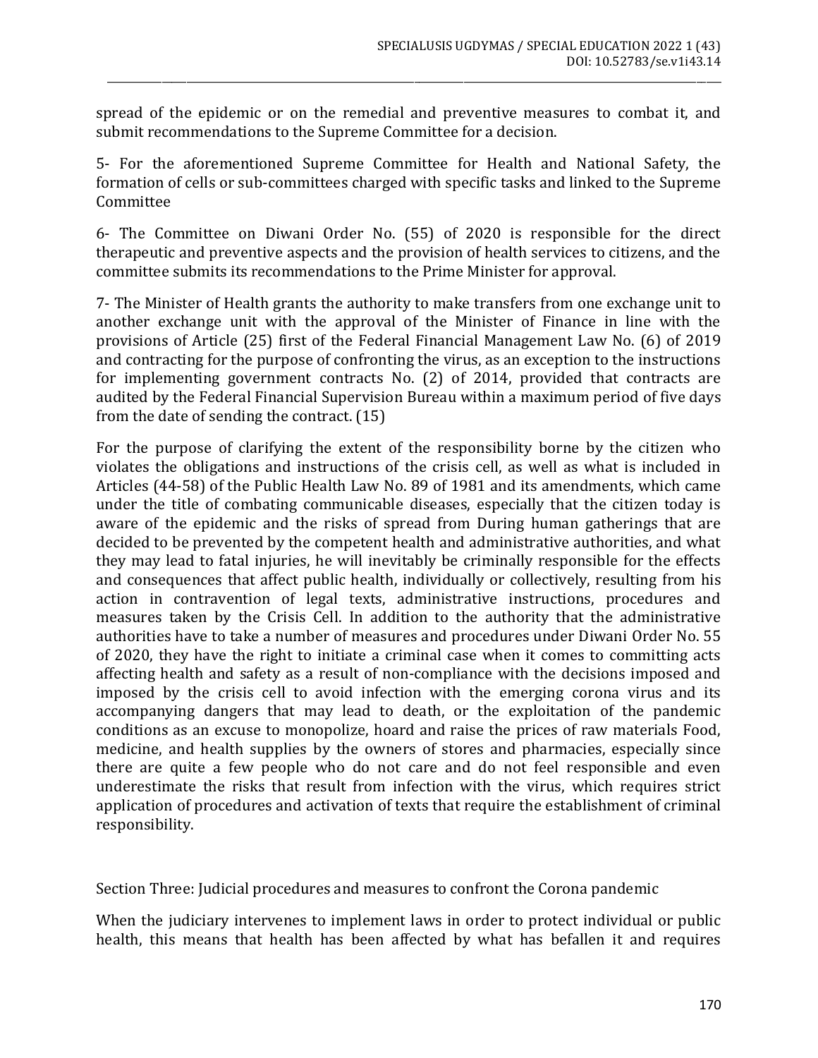spread of the epidemic or on the remedial and preventive measures to combat it, and submit recommendations to the Supreme Committee for a decision.

5- For the aforementioned Supreme Committee for Health and National Safety, the formation of cells or sub-committees charged with specific tasks and linked to the Supreme Committee

6- The Committee on Diwani Order No. (55) of 2020 is responsible for the direct therapeutic and preventive aspects and the provision of health services to citizens, and the committee submits its recommendations to the Prime Minister for approval.

7- The Minister of Health grants the authority to make transfers from one exchange unit to another exchange unit with the approval of the Minister of Finance in line with the provisions of Article (25) first of the Federal Financial Management Law No. (6) of 2019 and contracting for the purpose of confronting the virus, as an exception to the instructions for implementing government contracts No. (2) of 2014, provided that contracts are audited by the Federal Financial Supervision Bureau within a maximum period of five days from the date of sending the contract. (15)

For the purpose of clarifying the extent of the responsibility borne by the citizen who violates the obligations and instructions of the crisis cell, as well as what is included in Articles (44-58) of the Public Health Law No. 89 of 1981 and its amendments, which came under the title of combating communicable diseases, especially that the citizen today is aware of the epidemic and the risks of spread from During human gatherings that are decided to be prevented by the competent health and administrative authorities, and what they may lead to fatal injuries, he will inevitably be criminally responsible for the effects and consequences that affect public health, individually or collectively, resulting from his action in contravention of legal texts, administrative instructions, procedures and measures taken by the Crisis Cell. In addition to the authority that the administrative authorities have to take a number of measures and procedures under Diwani Order No. 55 of 2020, they have the right to initiate a criminal case when it comes to committing acts affecting health and safety as a result of non-compliance with the decisions imposed and imposed by the crisis cell to avoid infection with the emerging corona virus and its accompanying dangers that may lead to death, or the exploitation of the pandemic conditions as an excuse to monopolize, hoard and raise the prices of raw materials Food, medicine, and health supplies by the owners of stores and pharmacies, especially since there are quite a few people who do not care and do not feel responsible and even underestimate the risks that result from infection with the virus, which requires strict application of procedures and activation of texts that require the establishment of criminal responsibility.

## Section Three: Judicial procedures and measures to confront the Corona pandemic

When the judiciary intervenes to implement laws in order to protect individual or public health, this means that health has been affected by what has befallen it and requires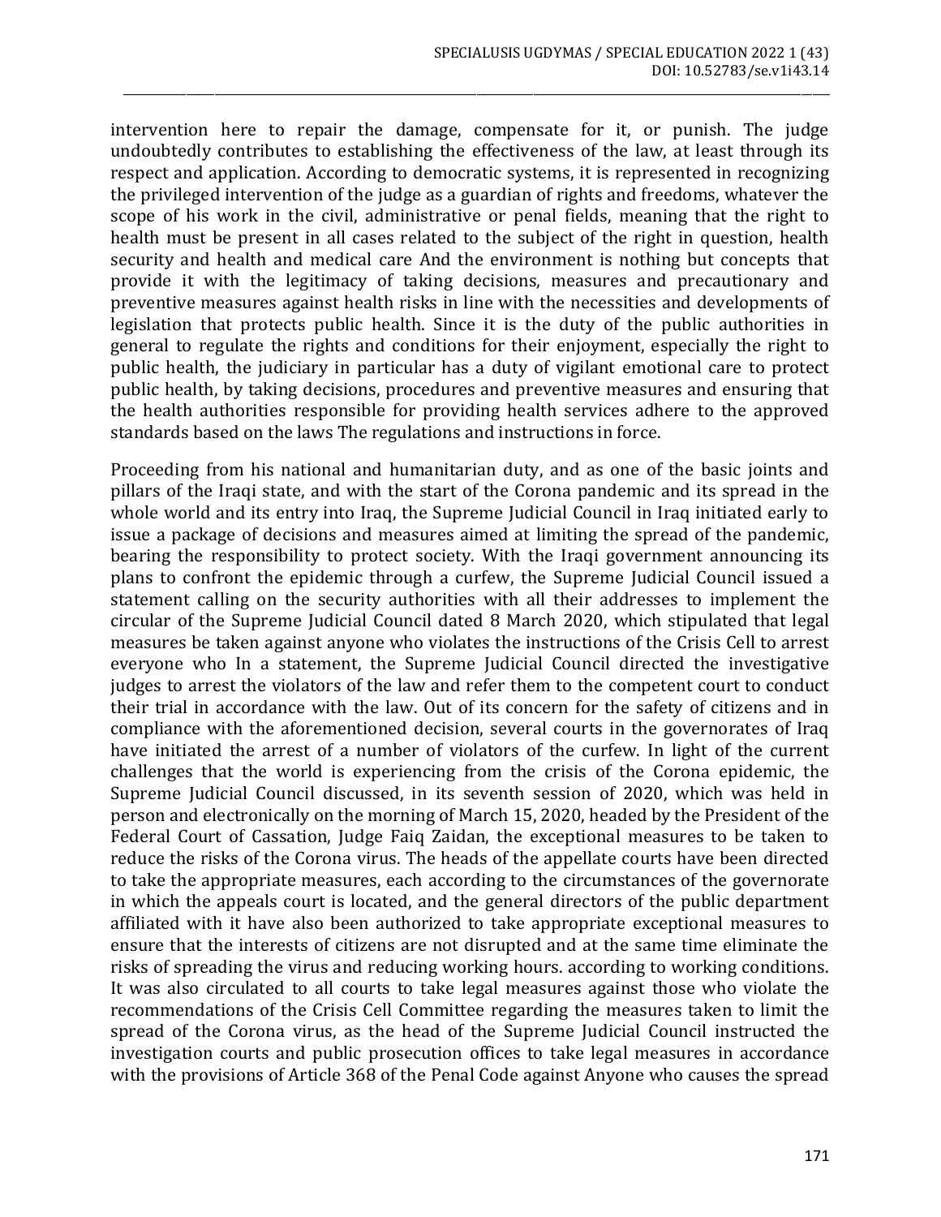intervention here to repair the damage, compensate for it, or punish. The judge undoubtedly contributes to establishing the effectiveness of the law, at least through its respect and application. According to democratic systems, it is represented in recognizing the privileged intervention of the judge as a guardian of rights and freedoms, whatever the scope of his work in the civil, administrative or penal fields, meaning that the right to health must be present in all cases related to the subject of the right in question, health security and health and medical care And the environment is nothing but concepts that provide it with the legitimacy of taking decisions, measures and precautionary and preventive measures against health risks in line with the necessities and developments of legislation that protects public health. Since it is the duty of the public authorities in general to regulate the rights and conditions for their enjoyment, especially the right to public health, the judiciary in particular has a duty of vigilant emotional care to protect public health, by taking decisions, procedures and preventive measures and ensuring that the health authorities responsible for providing health services adhere to the approved standards based on the laws The regulations and instructions in force.

Proceeding from his national and humanitarian duty, and as one of the basic joints and pillars of the Iraqi state, and with the start of the Corona pandemic and its spread in the whole world and its entry into Iraq, the Supreme Judicial Council in Iraq initiated early to issue a package of decisions and measures aimed at limiting the spread of the pandemic, bearing the responsibility to protect society. With the Iraqi government announcing its plans to confront the epidemic through a curfew, the Supreme Judicial Council issued a statement calling on the security authorities with all their addresses to implement the circular of the Supreme Judicial Council dated 8 March 2020, which stipulated that legal measures be taken against anyone who violates the instructions of the Crisis Cell to arrest everyone who In a statement, the Supreme Judicial Council directed the investigative judges to arrest the violators of the law and refer them to the competent court to conduct their trial in accordance with the law. Out of its concern for the safety of citizens and in compliance with the aforementioned decision, several courts in the governorates of Iraq have initiated the arrest of a number of violators of the curfew. In light of the current challenges that the world is experiencing from the crisis of the Corona epidemic, the Supreme Judicial Council discussed, in its seventh session of 2020, which was held in person and electronically on the morning of March 15, 2020, headed by the President of the Federal Court of Cassation, Judge Faiq Zaidan, the exceptional measures to be taken to reduce the risks of the Corona virus. The heads of the appellate courts have been directed to take the appropriate measures, each according to the circumstances of the governorate in which the appeals court is located, and the general directors of the public department affiliated with it have also been authorized to take appropriate exceptional measures to ensure that the interests of citizens are not disrupted and at the same time eliminate the risks of spreading the virus and reducing working hours. according to working conditions. It was also circulated to all courts to take legal measures against those who violate the recommendations of the Crisis Cell Committee regarding the measures taken to limit the spread of the Corona virus, as the head of the Supreme Judicial Council instructed the investigation courts and public prosecution offices to take legal measures in accordance with the provisions of Article 368 of the Penal Code against Anyone who causes the spread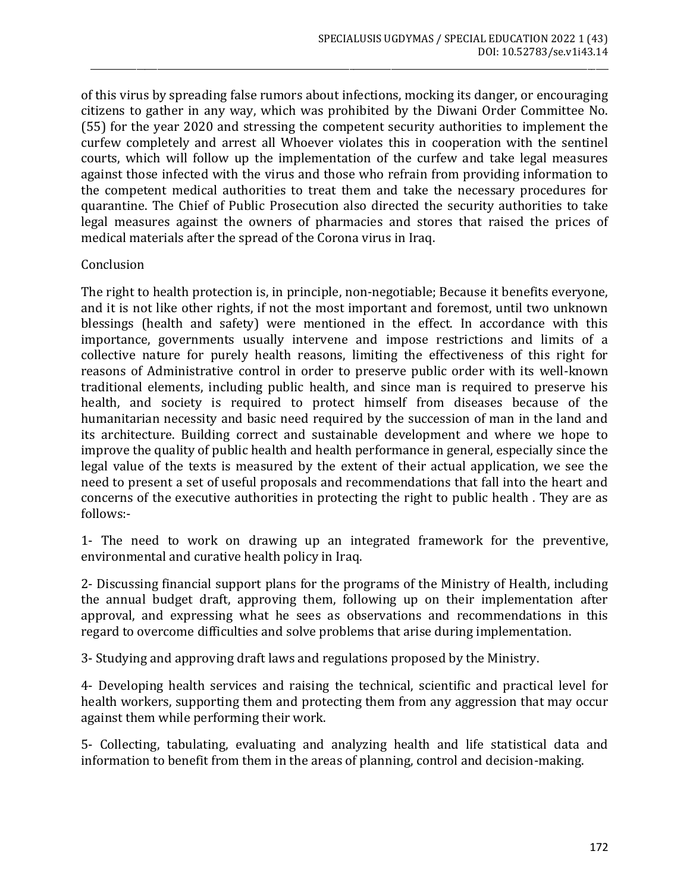of this virus by spreading false rumors about infections, mocking its danger, or encouraging citizens to gather in any way, which was prohibited by the Diwani Order Committee No. (55) for the year 2020 and stressing the competent security authorities to implement the curfew completely and arrest all Whoever violates this in cooperation with the sentinel courts, which will follow up the implementation of the curfew and take legal measures against those infected with the virus and those who refrain from providing information to the competent medical authorities to treat them and take the necessary procedures for quarantine. The Chief of Public Prosecution also directed the security authorities to take legal measures against the owners of pharmacies and stores that raised the prices of medical materials after the spread of the Corona virus in Iraq.

## Conclusion

The right to health protection is, in principle, non-negotiable; Because it benefits everyone, and it is not like other rights, if not the most important and foremost, until two unknown blessings (health and safety) were mentioned in the effect. In accordance with this importance, governments usually intervene and impose restrictions and limits of a collective nature for purely health reasons, limiting the effectiveness of this right for reasons of Administrative control in order to preserve public order with its well-known traditional elements, including public health, and since man is required to preserve his health, and society is required to protect himself from diseases because of the humanitarian necessity and basic need required by the succession of man in the land and its architecture. Building correct and sustainable development and where we hope to improve the quality of public health and health performance in general, especially since the legal value of the texts is measured by the extent of their actual application, we see the need to present a set of useful proposals and recommendations that fall into the heart and concerns of the executive authorities in protecting the right to public health . They are as follows:-

1- The need to work on drawing up an integrated framework for the preventive, environmental and curative health policy in Iraq.

2- Discussing financial support plans for the programs of the Ministry of Health, including the annual budget draft, approving them, following up on their implementation after approval, and expressing what he sees as observations and recommendations in this regard to overcome difficulties and solve problems that arise during implementation.

3- Studying and approving draft laws and regulations proposed by the Ministry.

4- Developing health services and raising the technical, scientific and practical level for health workers, supporting them and protecting them from any aggression that may occur against them while performing their work.

5- Collecting, tabulating, evaluating and analyzing health and life statistical data and information to benefit from them in the areas of planning, control and decision-making.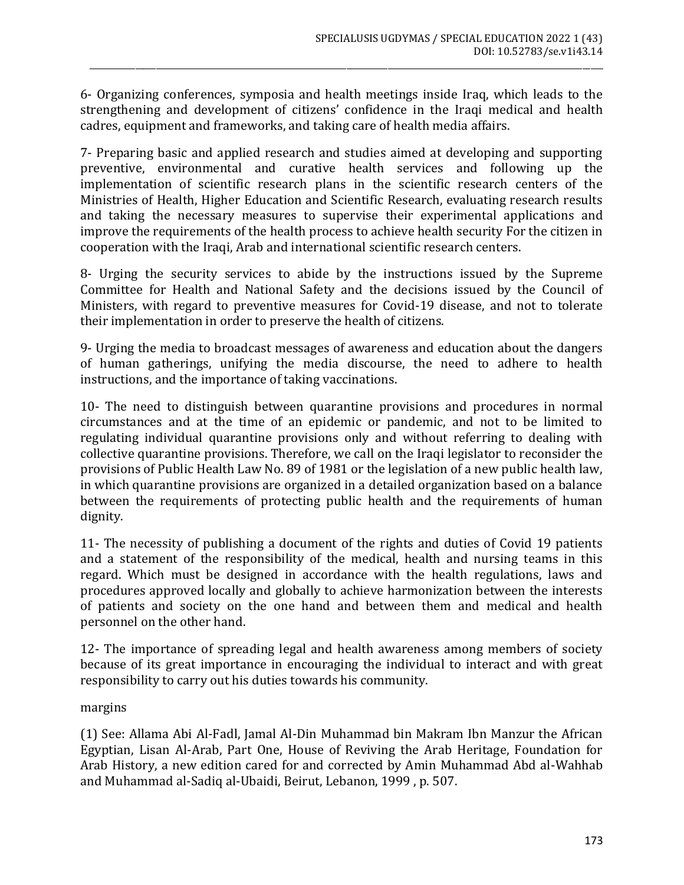6- Organizing conferences, symposia and health meetings inside Iraq, which leads to the strengthening and development of citizens' confidence in the Iraqi medical and health cadres, equipment and frameworks, and taking care of health media affairs.

7- Preparing basic and applied research and studies aimed at developing and supporting preventive, environmental and curative health services and following up the implementation of scientific research plans in the scientific research centers of the Ministries of Health, Higher Education and Scientific Research, evaluating research results and taking the necessary measures to supervise their experimental applications and improve the requirements of the health process to achieve health security For the citizen in cooperation with the Iraqi, Arab and international scientific research centers.

8- Urging the security services to abide by the instructions issued by the Supreme Committee for Health and National Safety and the decisions issued by the Council of Ministers, with regard to preventive measures for Covid-19 disease, and not to tolerate their implementation in order to preserve the health of citizens.

9- Urging the media to broadcast messages of awareness and education about the dangers of human gatherings, unifying the media discourse, the need to adhere to health instructions, and the importance of taking vaccinations.

10- The need to distinguish between quarantine provisions and procedures in normal circumstances and at the time of an epidemic or pandemic, and not to be limited to regulating individual quarantine provisions only and without referring to dealing with collective quarantine provisions. Therefore, we call on the Iraqi legislator to reconsider the provisions of Public Health Law No. 89 of 1981 or the legislation of a new public health law, in which quarantine provisions are organized in a detailed organization based on a balance between the requirements of protecting public health and the requirements of human dignity.

11- The necessity of publishing a document of the rights and duties of Covid 19 patients and a statement of the responsibility of the medical, health and nursing teams in this regard. Which must be designed in accordance with the health regulations, laws and procedures approved locally and globally to achieve harmonization between the interests of patients and society on the one hand and between them and medical and health personnel on the other hand.

12- The importance of spreading legal and health awareness among members of society because of its great importance in encouraging the individual to interact and with great responsibility to carry out his duties towards his community.

margins

(1) See: Allama Abi Al-Fadl, Jamal Al-Din Muhammad bin Makram Ibn Manzur the African Egyptian, Lisan Al-Arab, Part One, House of Reviving the Arab Heritage, Foundation for Arab History, a new edition cared for and corrected by Amin Muhammad Abd al-Wahhab and Muhammad al-Sadiq al-Ubaidi, Beirut, Lebanon, 1999 , p. 507.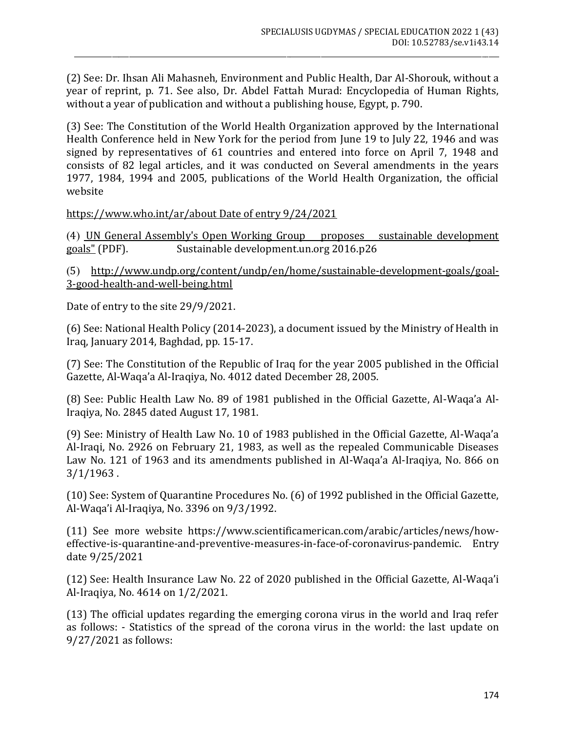(2) See: Dr. Ihsan Ali Mahasneh, Environment and Public Health, Dar Al-Shorouk, without a year of reprint, p. 71. See also, Dr. Abdel Fattah Murad: Encyclopedia of Human Rights, without a year of publication and without a publishing house, Egypt, p. 790.

(3) See: The Constitution of the World Health Organization approved by the International Health Conference held in New York for the period from June 19 to July 22, 1946 and was signed by representatives of 61 countries and entered into force on April 7, 1948 and consists of 82 legal articles, and it was conducted on Several amendments in the years 1977, 1984, 1994 and 2005, publications of the World Health Organization, the official website

https://www.who.int/ar/about Date of entry 9/24/2021

(4) UN General Assembly's Open Working Group proposes sustainable development goals" (PDF). Sustainable development.un.org 2016.p26

(5) http://www.undp.org/content/undp/en/home/sustainable-development-goals/goal-3-good-health-and-well-being.html

Date of entry to the site 29/9/2021.

(6) See: National Health Policy (2014-2023), a document issued by the Ministry of Health in Iraq, January 2014, Baghdad, pp. 15-17.

(7) See: The Constitution of the Republic of Iraq for the year 2005 published in the Official Gazette, Al-Waqa'a Al-Iraqiya, No. 4012 dated December 28, 2005.

(8) See: Public Health Law No. 89 of 1981 published in the Official Gazette, Al-Waqa'a Al-Iraqiya, No. 2845 dated August 17, 1981.

(9) See: Ministry of Health Law No. 10 of 1983 published in the Official Gazette, Al-Waqa'a Al-Iraqi, No. 2926 on February 21, 1983, as well as the repealed Communicable Diseases Law No. 121 of 1963 and its amendments published in Al-Waqa'a Al-Iraqiya, No. 866 on 3/1/1963 .

(10) See: System of Quarantine Procedures No. (6) of 1992 published in the Official Gazette, Al-Waqa'i Al-Iraqiya, No. 3396 on 9/3/1992.

(11) See more website https://www.scientificamerican.com/arabic/articles/news/how-effective-is-quarantine-and-preventive-measures-in-face-of-coronavirus-pandemic. Entry date 9/25/2021

(12) See: Health Insurance Law No. 22 of 2020 published in the Official Gazette, Al-Waqa'i Al-Iraqiya, No. 4614 on 1/2/2021.

(13) The official updates regarding the emerging corona virus in the world and Iraq refer as follows: - Statistics of the spread of the corona virus in the world: the last update on 9/27/2021 as follows: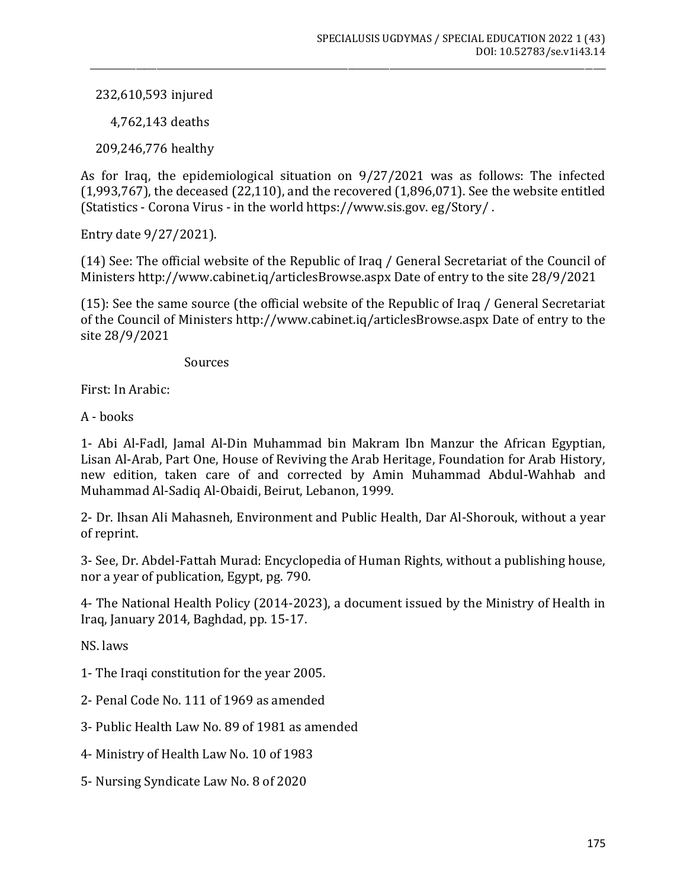232,610,593 injured

4,762,143 deaths

209,246,776 healthy

As for Iraq, the epidemiological situation on 9/27/2021 was as follows: The infected (1,993,767), the deceased (22,110), and the recovered (1,896,071). See the website entitled (Statistics - Corona Virus - in the world https://www.sis.gov. eg/Story/ .

Entry date 9/27/2021).

(14) See: The official website of the Republic of Iraq / General Secretariat of the Council of Ministers http://www.cabinet.iq/articlesBrowse.aspx Date of entry to the site 28/9/2021

(15): See the same source (the official website of the Republic of Iraq / General Secretariat of the Council of Ministers http://www.cabinet.iq/articlesBrowse.aspx Date of entry to the site 28/9/2021

## Sources

First: In Arabic:

A - books

1- Abi Al-Fadl, Jamal Al-Din Muhammad bin Makram Ibn Manzur the African Egyptian, Lisan Al-Arab, Part One, House of Reviving the Arab Heritage, Foundation for Arab History, new edition, taken care of and corrected by Amin Muhammad Abdul-Wahhab and Muhammad Al-Sadiq Al-Obaidi, Beirut, Lebanon, 1999.

2- Dr. Ihsan Ali Mahasneh, Environment and Public Health, Dar Al-Shorouk, without a year of reprint.

3- See, Dr. Abdel-Fattah Murad: Encyclopedia of Human Rights, without a publishing house, nor a year of publication, Egypt, pg. 790.

4- The National Health Policy (2014-2023), a document issued by the Ministry of Health in Iraq, January 2014, Baghdad, pp. 15-17.

NS. laws

1- The Iraqi constitution for the year 2005.

2- Penal Code No. 111 of 1969 as amended

3- Public Health Law No. 89 of 1981 as amended

4- Ministry of Health Law No. 10 of 1983

5- Nursing Syndicate Law No. 8 of 2020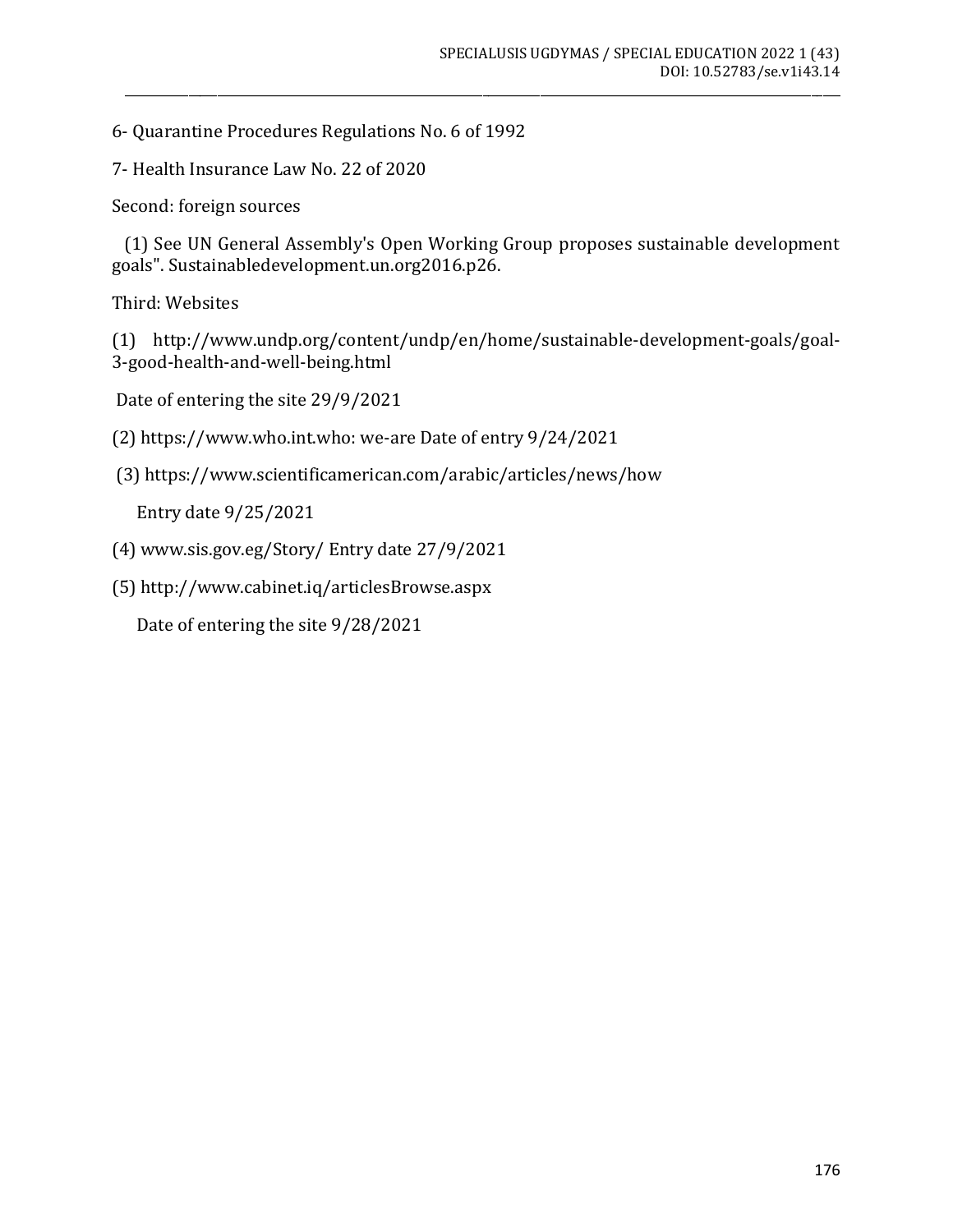6- Quarantine Procedures Regulations No. 6 of 1992

7- Health Insurance Law No. 22 of 2020

Second: foreign sources

(1) See UN General Assembly's Open Working Group proposes sustainable development goals". Sustainabledevelopment.un.org2016.p26.

Third: Websites

(1) http://www.undp.org/content/undp/en/home/sustainable-development-goals/goal-3-good-health-and-well-being.html

Date of entering the site 29/9/2021

(2) https://www.who.int.who: we-are Date of entry 9/24/2021

(3) https://www.scientificamerican.com/arabic/articles/news/how

Entry date 9/25/2021

(4) www.sis.gov.eg/Story/ Entry date 27/9/2021

(5) http://www.cabinet.iq/articlesBrowse.aspx

Date of entering the site 9/28/2021